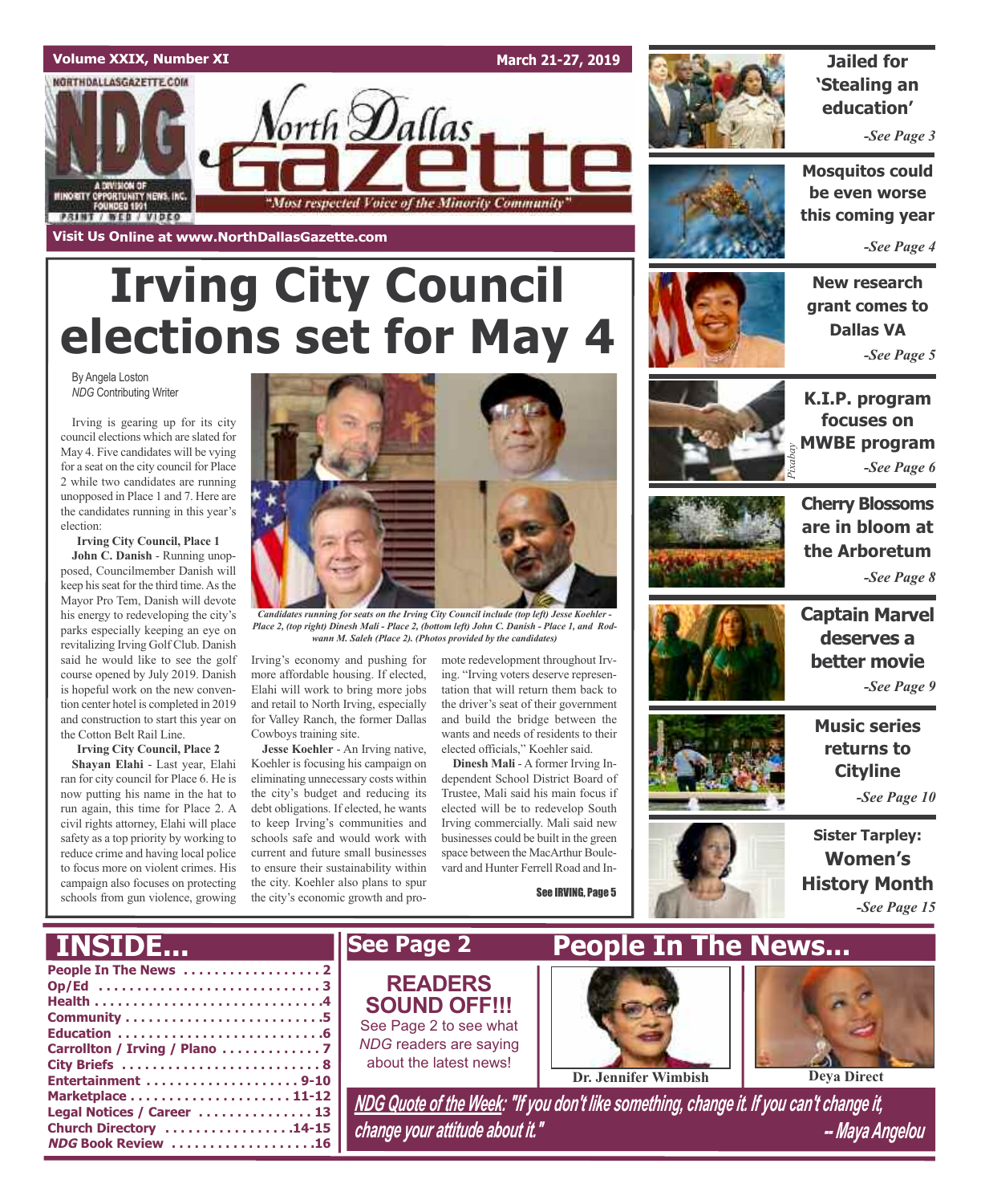# North Dallas Gazette

"Most respected Voice of the Minority Community"

NORTHDALLASGAZETTE.COM — A DIVISION OF MINORITY OPPORTUNITY NEWS, INC. FOUNDED 1991 — PRINT / WEB / VIDEO

Volume XXIX, Number XI — March 21-27, 2019

Visit Us Online at www.NorthDallasGazette.com

# Irving City Council elections set for May 4

By Angela Loston
*NDG* Contributing Writer

Irving is gearing up for its city council elections which are slated for May 4. Five candidates will be vying for a seat on the city council for Place 2 while two candidates are running unopposed in Place 1 and 7. Here are the candidates running in this year's election:

**Irving City Council, Place 1**

**John C. Danish** - Running unopposed, Councilmember Danish will keep his seat for the third time. As the Mayor Pro Tem, Danish will devote his energy to redeveloping the city's parks especially keeping an eye on revitalizing Irving Golf Club. Danish said he would like to see the golf course opened by July 2019. Danish is hopeful work on the new convention center hotel is completed in 2019 and construction to start this year on the Cotton Belt Rail Line.

**Irving City Council, Place 2**

**Shayan Elahi** - Last year, Elahi ran for city council for Place 6. He is now putting his name in the hat to run again, this time for Place 2. A civil rights attorney, Elahi will place safety as a top priority by working to reduce crime and having local police to focus more on violent crimes. His campaign also focuses on protecting schools from gun violence, growing Irving's economy and pushing for more affordable housing. If elected, Elahi will work to bring more jobs and retail to North Irving, especially for Valley Ranch, the former Dallas Cowboys training site.

**Jesse Koehler** - An Irving native, Koehler is focusing his campaign on eliminating unnecessary costs within the city's budget and reducing its debt obligations. If elected, he wants to keep Irving's communities and schools safe and would work with current and future small businesses to ensure their sustainability within the city. Koehler also plans to spur the city's economic growth and promote redevelopment throughout Irving. "Irving voters deserve representation that will return them back to the driver's seat of their government and build the bridge between the wants and needs of residents to their elected officials," Koehler said.

**Dinesh Mali** - A former Irving Independent School District Board of Trustee, Mali said his main focus if elected will be to redevelop South Irving commercially. Mali said new businesses could be built in the green space between the MacArthur Boulevard and Hunter Ferrell Road and In-

See IRVING, Page 5

*Candidates running for seats on the Irving City Council include (top left) Jesse Koehler - Place 2, (top right) Dinesh Mali - Place 2, (bottom left) John C. Danish - Place 1, and Rodwann M. Saleh (Place 2). (Photos provided by the candidates)*

---

**Jailed for 'Stealing an education'** — *-See Page 3*

**Mosquitos could be even worse this coming year** — *-See Page 4*

**New research grant comes to Dallas VA** — *-See Page 5*

**K.I.P. program focuses on MWBE program** — *-See Page 6*

*Pixabay*

**Cherry Blossoms are in bloom at the Arboretum** — *-See Page 8*

**Captain Marvel deserves a better movie** — *-See Page 9*

**Music series returns to Cityline** — *-See Page 10*

**Sister Tarpley: Women's History Month** — *-See Page 15*

---

## INSIDE...

- People In The News .................. 2
- Op/Ed .............................. 3
- Health .............................. 4
- Community ........................... 5
- Education ........................... 6
- Carrollton / Irving / Plano ......... 7
- City Briefs ......................... 8
- Entertainment ....................... 9-10
- Marketplace ......................... 11-12
- Legal Notices / Career .............. 13
- Church Directory .................... 14-15
- *NDG* Book Review ................... 16

## See Page 2

**READERS SOUND OFF!!!**

See Page 2 to see what *NDG* readers are saying about the latest news!

## People In The News...

Dr. Jennifer Wimbish

Deya Direct

***NDG Quote of the Week*: "If you don't like something, change it. If you can't change it, change your attitude about it." -- Maya Angelou**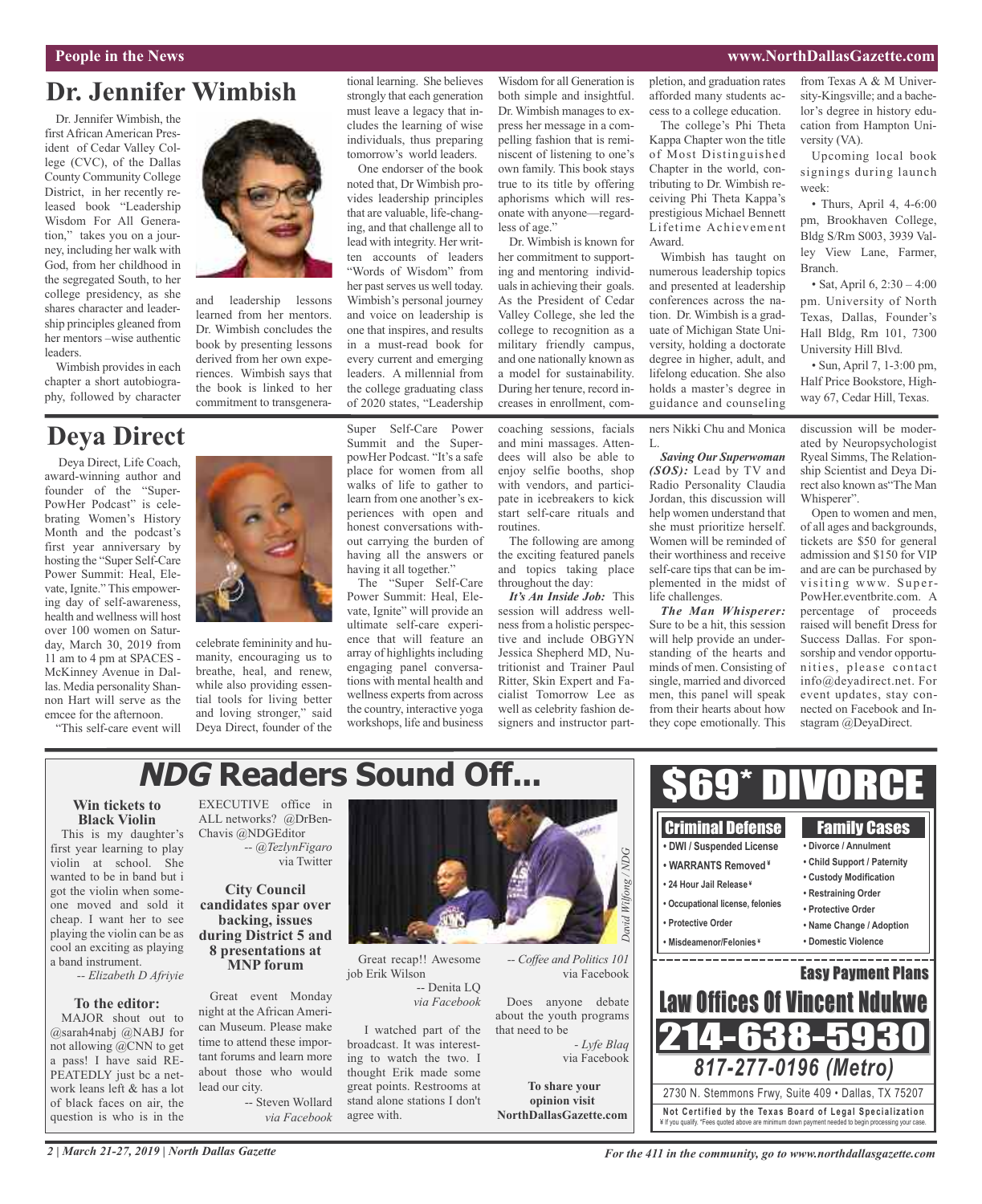# Dr. Jennifer Wimbish

Dr. Jennifer Wimbish, the first African American President of Cedar Valley College (CVC), of the Dallas County Community College District, in her recently released book "Leadership Wisdom For All Generation," takes you on a journey, including her walk with God, from her childhood in the segregated South, to her college presidency, as she shares character and leadership principles gleaned from her mentors –wise authentic leaders.

Wimbish provides in each chapter a short autobiography, followed by character and leadership lessons learned from her mentors. Dr. Wimbish concludes the book by presenting lessons derived from her own experiences. Wimbish says that the book is linked to her commitment to transgenerational learning. She believes strongly that each generation must leave a legacy that includes the learning of wise individuals, thus preparing tomorrow's world leaders.

One endorser of the book noted that, Dr Wimbish provides leadership principles that are valuable, life-changing, and that challenge all to lead with integrity. Her written accounts of leaders "Words of Wisdom" from her past serves us well today. Wimbish's personal journey and voice on leadership is one that inspires, and results in a must-read book for every current and emerging leaders. A millennial from the college graduating class of 2020 states, "Leadership Wisdom for all Generation is both simple and insightful. Dr. Wimbish manages to express her message in a compelling fashion that is reminiscent of listening to one's own family. This book stays true to its title by offering aphorisms which will resonate with anyone—regardless of age."

Dr. Wimbish is known for her commitment to supporting and mentoring individuals in achieving their goals. As the President of Cedar Valley College, she led the college to recognition as a military friendly campus, and one nationally known as a model for sustainability. During her tenure, record increases in enrollment, completion, and graduation rates afforded many students access to a college education.

The college's Phi Theta Kappa Chapter won the title of Most Distinguished Chapter in the world, contributing to Dr. Wimbish receiving Phi Theta Kappa's prestigious Michael Bennett Lifetime Achievement Award.

Wimbish has taught on numerous leadership topics and presented at leadership conferences across the nation. Dr. Wimbish is a graduate of Michigan State University, holding a doctorate degree in higher, adult, and lifelong education. She also holds a master's degree in guidance and counseling from Texas A & M University-Kingsville; and a bachelor's degree in history education from Hampton University (VA).

Upcoming local book signings during launch week:

- Thurs, April 4, 4-6:00 pm, Brookhaven College, Bldg S/Rm S003, 3939 Valley View Lane, Farmer, Branch.
- Sat, April 6, 2:30 – 4:00 pm. University of North Texas, Dallas, Founder's Hall Bldg, Rm 101, 7300 University Hill Blvd.
- Sun, April 7, 1-3:00 pm, Half Price Bookstore, Highway 67, Cedar Hill, Texas.

# Deya Direct

Deya Direct, Life Coach, award-winning author and founder of the "SuperPowHer Podcast" is celebrating Women's History Month and the podcast's first year anniversary by hosting the "Super Self-Care Power Summit: Heal, Elevate, Ignite." This empowering day of self-awareness, health and wellness will host over 100 women on Saturday, March 30, 2019 from 11 am to 4 pm at SPACES - McKinney Avenue in Dallas. Media personality Shannon Hart will serve as the emcee for the afternoon.

"This self-care event will celebrate femininity and humanity, encouraging us to breathe, heal, and renew, while also providing essential tools for living better and loving stronger," said Deya Direct, founder of the Super Self-Care Power Summit and the SuperpowHer Podcast. "It's a safe place for women from all walks of life to gather to learn from one another's experiences with open and honest conversations without carrying the burden of having all the answers or having it all together."

The "Super Self-Care Power Summit: Heal, Elevate, Ignite" will provide an ultimate self-care experience that will feature an array of highlights including engaging panel conversations with mental health and wellness experts from across the country, interactive yoga workshops, life and business coaching sessions, facials and mini massages. Attendees will also be able to enjoy selfie booths, shop with vendors, and participate in icebreakers to kick start self-care rituals and routines.

The following are among the exciting featured panels and topics taking place throughout the day:

***It's An Inside Job:*** This session will address wellness from a holistic perspective and include OBGYN Jessica Shepherd MD, Nutritionist and Trainer Paul Ritter, Skin Expert and Facialist Tomorrow Lee as well as celebrity fashion designers and instructor partners Nikki Chu and Monica L.

***Saving Our Superwoman (SOS):*** Lead by TV and Radio Personality Claudia Jordan, this discussion will help women understand that she must prioritize herself. Women will be reminded of their worthiness and receive self-care tips that can be implemented in the midst of life challenges.

***The Man Whisperer:*** Sure to be a hit, this session will help provide an understanding of the hearts and minds of men. Consisting of single, married and divorced men, this panel will speak from their hearts about how they cope emotionally. This discussion will be moderated by Neuropsychologist Ryeal Simms, The Relationship Scientist and Deya Direct also known as"The Man Whisperer".

Open to women and men, of all ages and backgrounds, tickets are $50 for general admission and $150 for VIP and are can be purchased by visiting www. SuperPowHer.eventbrite.com. A percentage of proceeds raised will benefit Dress for Success Dallas. For sponsorship and vendor opportunities, please contact info@deyadirect.net. For event updates, stay connected on Facebook and Instagram @DeyaDirect.

# *NDG* Readers Sound Off...

**Win tickets to Black Violin**

This is my daughter's first year learning to play violin at school. She wanted to be in band but i got the violin when someone moved and sold it cheap. I want her to see playing the violin can be as cool an exciting as playing a band instrument.

*-- Elizabeth D Afriyie*

**To the editor:**

MAJOR shout out to @sarah4nabj @NABJ for not allowing @CNN to get a pass! I have said REPEATEDLY just bc a network leans left & has a lot of black faces on air, the question is who is in the EXECUTIVE office in ALL networks? @DrBenChavis @NDGEditor

*-- @TezlynFigaro* via Twitter

**City Council candidates spar over backing, issues during District 5 and 8 presentations at MNP forum**

Great event Monday night at the African American Museum. Please make time to attend these important forums and learn more about those who would lead our city.

-- Steven Wollard *via Facebook*

*David Wilfong / NDG*

Great recap!! Awesome job Erik Wilson

-- Denita LQ *via Facebook*

I watched part of the broadcast. It was interesting to watch the two. I thought Erik made some great points. Restrooms at stand alone stations I don't agree with.

*-- Coffee and Politics 101* via Facebook

Does anyone debate about the youth programs that need to be

*- Lyfe Blaq* via Facebook

**To share your opinion visit NorthDallasGazette.com**

# $69* DIVORCE

**Criminal Defense**
- DWI / Suspended License
- WARRANTS Removed¥
- 24 Hour Jail Release¥
- Occupational license, felonies
- Protective Order
- Misdeamenor/Felonies¥

**Family Cases**
- Divorce / Annulment
- Child Support / Paternity
- Custody Modification
- Restraining Order
- Protective Order
- Name Change / Adoption
- Domestic Violence

**Easy Payment Plans**

**Law Offices Of Vincent Ndukwe**

**214-638-5930**

*817-277-0196 (Metro)*

2730 N. Stemmons Frwy, Suite 409 • Dallas, TX 75207

**Not Certified by the Texas Board of Legal Specialization**
¥ If you qualify. *Fees quoted above are minimum down payment needed to begin processing your case.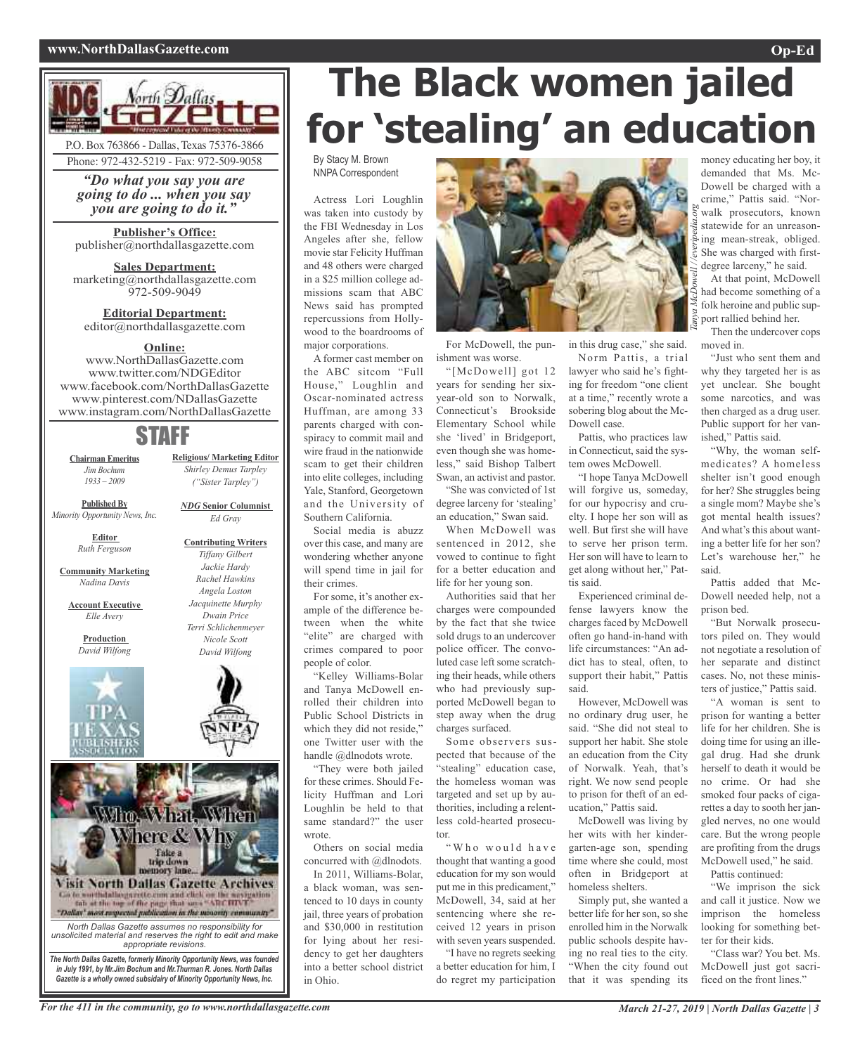# The Black women jailed for 'stealing' an education

By Stacy M. Brown
NNPA Correspondent

Actress Lori Loughlin was taken into custody by the FBI Wednesday in Los Angeles after she, fellow movie star Felicity Huffman and 48 others were charged in a $25 million college admissions scam that ABC News said has prompted repercussions from Hollywood to the boardrooms of major corporations.

A former cast member on the ABC sitcom "Full House," Loughlin and Oscar-nominated actress Huffman, are among 33 parents charged with conspiracy to commit mail and wire fraud in the nationwide scam to get their children into elite colleges, including Yale, Stanford, Georgetown and the University of Southern California.

Social media is abuzz over this case, and many are wondering whether anyone will spend time in jail for their crimes.

For some, it's another example of the difference between when the white "elite" are charged with crimes compared to poor people of color.

"Kelley Williams-Bolar and Tanya McDowell enrolled their children into Public School Districts in which they did not reside," one Twitter user with the handle @dlnodots wrote.

"They were both jailed for these crimes. Should Felicity Huffman and Lori Loughlin be held to that same standard?" the user wrote.

Others on social media concurred with @dlnodots.

In 2011, Williams-Bolar, a black woman, was sentenced to 10 days in county jail, three years of probation and $30,000 in restitution for lying about her residency to get her daughters into a better school district in Ohio.

For McDowell, the punishment was worse.

"[McDowell] got 12 years for sending her six-year-old son to Norwalk, Connecticut's Brookside Elementary School while she 'lived' in Bridgeport, even though she was homeless," said Bishop Talbert Swan, an activist and pastor.

"She was convicted of 1st degree larceny for 'stealing' an education," Swan said.

When McDowell was sentenced in 2012, she vowed to continue to fight for a better education and life for her young son.

Authorities said that her charges were compounded by the fact that she twice sold drugs to an undercover police officer. The convoluted case left some scratching their heads, while others who had previously supported McDowell began to step away when the drug charges surfaced.

Some observers suspected that because of the "stealing" education case, the homeless woman was targeted and set up by authorities, including a relentless cold-hearted prosecutor.

"Who would have thought that wanting a good education for my son would put me in this predicament," McDowell, 34, said at her sentencing where she received 12 years in prison with seven years suspended.

"I have no regrets seeking a better education for him, I do regret my participation in this drug case," she said.

Norm Pattis, a trial lawyer who said he's fighting for freedom "one client at a time," recently wrote a sobering blog about the McDowell case.

Pattis, who practices law in Connecticut, said the system owes McDowell.

"I hope Tanya McDowell will forgive us, someday, for our hypocrisy and cruelty. I hope her son will as well. But first she will have to serve her prison term. Her son will have to learn to get along without her," Pattis said.

Experienced criminal defense lawyers know the charges faced by McDowell often go hand-in-hand with life circumstances: "An addict has to steal, often, to support their habit," Pattis said.

However, McDowell was no ordinary drug user, he said. "She did not steal to support her habit. She stole an education from the City of Norwalk. Yeah, that's right. We now send people to prison for theft of an education," Pattis said.

McDowell was living by her wits with her kindergarten-age son, spending time where she could, most often in Bridgeport at homeless shelters.

Simply put, she wanted a better life for her son, so she enrolled him in the Norwalk public schools despite having no real ties to the city. "When the city found out that it was spending its money educating her boy, it demanded that Ms. McDowell be charged with a crime," Pattis said. "Norwalk prosecutors, known statewide for an unreasoning mean-streak, obliged. She was charged with first-degree larceny," he said.

At that point, McDowell had become something of a folk heroine and public support rallied behind her.

Then the undercover cops moved in.

"Just who sent them and why they targeted her is as yet unclear. She bought some narcotics, and was then charged as a drug user. Public support for her vanished," Pattis said.

"Why, the woman self-medicates? A homeless shelter isn't good enough for her? She struggles being a single mom? Maybe she's got mental health issues? And what's this about wanting a better life for her son? Let's warehouse her," he said.

Pattis added that McDowell needed help, not a prison bed.

"But Norwalk prosecutors piled on. They would not negotiate a resolution of her separate and distinct cases. No, not these ministers of justice," Pattis said.

"A woman is sent to prison for wanting a better life for her children. She is doing time for using an illegal drug. Had she drunk herself to death it would be no crime. Or had she smoked four packs of cigarettes a day to sooth her jangled nerves, no one would care. But the wrong people are profiting from the drugs McDowell used," he said.

Pattis continued:

"We imprison the sick and call it justice. Now we imprison the homeless looking for something better for their kids.

"Class war? You bet. Ms. McDowell just got sacrificed on the front lines."

Tanya McDowell //everipedia.org

---

**North Dallas Gazette**

P.O. Box 763866 - Dallas, Texas 75376-3866
Phone: 972-432-5219 - Fax: 972-509-9058

*"Do what you say you are going to do ... when you say you are going to do it."*

**Publisher's Office:**
publisher@northdallasgazette.com

**Sales Department:**
marketing@northdallasgazette.com
972-509-9049

**Editorial Department:**
editor@northdallasgazette.com

**Online:**
www.NorthDallasGazette.com
www.twitter.com/NDGEditor
www.facebook.com/NorthDallasGazette
www.pinterest.com/NDallasGazette
www.instagram.com/NorthDallasGazette

## STAFF

**Chairman Emeritus**
*Jim Bochum 1933 – 2009*

**Published By**
*Minority Opportunity News, Inc.*

**Editor**
*Ruth Ferguson*

**Community Marketing**
*Nadina Davis*

**Account Executive**
*Elle Avery*

**Production**
*David Wilfong*

**Religious/ Marketing Editor**
*Shirley Demus Tarpley ("Sister Tarpley")*

***NDG* Senior Columnist**
*Ed Gray*

**Contributing Writers**
*Tiffany Gilbert*
*Jackie Hardy*
*Rachel Hawkins*
*Angela Loston*
*Jacquinette Murphy*
*Dwain Price*
*Terri Schlichenmeyer*
*Nicole Scott*
*David Wilfong*

Who, What, When Where & Why — Take a trip down memory lane... Visit North Dallas Gazette Archives. Go to northdallasgazette.com and click on the navigation tab at the top of the page that says "ARCHIVE". "Dallas' most respected publication in the minority community"

*North Dallas Gazette assumes no responsibility for unsolicited material and reserves the right to edit and make appropriate revisions.*

***The North Dallas Gazette, formerly Minority Opportunity News, was founded in July 1991, by Mr.Jim Bochum and Mr.Thurman R. Jones. North Dallas Gazette is a wholly owned subsidairy of Minority Opportunity News, Inc.***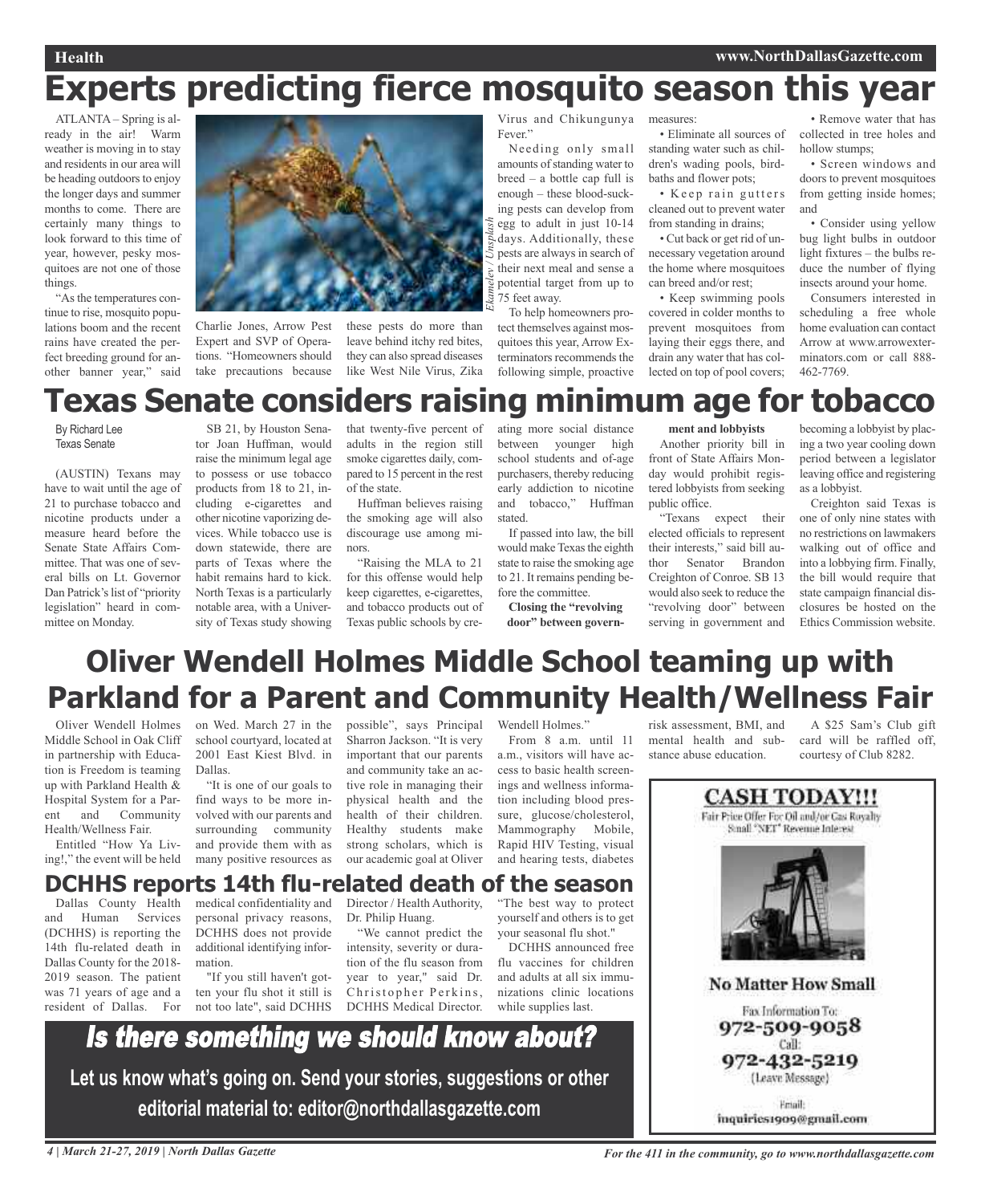# Experts predicting fierce mosquito season this year

ATLANTA – Spring is already in the air! Warm weather is moving in to stay and residents in our area will be heading outdoors to enjoy the longer days and summer months to come. There are certainly many things to look forward to this time of year, however, pesky mosquitoes are not one of those things.

"As the temperatures continue to rise, mosquito populations boom and the recent rains have created the perfect breeding ground for another banner year," said Charlie Jones, Arrow Pest Expert and SVP of Operations. "Homeowners should take precautions because these pests do more than leave behind itchy red bites, they can also spread diseases like West Nile Virus, Zika Virus and Chikungunya Fever."

*Ekamelev / Unsplash*

Needing only small amounts of standing water to breed – a bottle cap full is enough – these blood-sucking pests can develop from egg to adult in just 10-14 days. Additionally, these pests are always in search of their next meal and sense a potential target from up to 75 feet away.

To help homeowners protect themselves against mosquitoes this year, Arrow Exterminators recommends the following simple, proactive measures:

- Eliminate all sources of standing water such as children's wading pools, birdbaths and flower pots;
- Keep rain gutters cleaned out to prevent water from standing in drains;
- Cut back or get rid of unnecessary vegetation around the home where mosquitoes can breed and/or rest;
- Keep swimming pools covered in colder months to prevent mosquitoes from laying their eggs there, and drain any water that has collected on top of pool covers;
- Remove water that has collected in tree holes and hollow stumps;
- Screen windows and doors to prevent mosquitoes from getting inside homes; and
- Consider using yellow bug light bulbs in outdoor light fixtures – the bulbs reduce the number of flying insects around your home.

Consumers interested in scheduling a free whole home evaluation can contact Arrow at www.arrowexterminators.com or call 888-462-7769.

# Texas Senate considers raising minimum age for tobacco

By Richard Lee
Texas Senate

(AUSTIN) Texans may have to wait until the age of 21 to purchase tobacco and nicotine products under a measure heard before the Senate State Affairs Committee. That was one of several bills on Lt. Governor Dan Patrick's list of "priority legislation" heard in committee on Monday.

SB 21, by Houston Senator Joan Huffman, would raise the minimum legal age to possess or use tobacco products from 18 to 21, including e-cigarettes and other nicotine vaporizing devices. While tobacco use is down statewide, there are parts of Texas where the habit remains hard to kick. North Texas is a particularly notable area, with a University of Texas study showing that twenty-five percent of adults in the region still smoke cigarettes daily, compared to 15 percent in the rest of the state.

Huffman believes raising the smoking age will also discourage use among minors.

"Raising the MLA to 21 for this offense would help keep cigarettes, e-cigarettes, and tobacco products out of Texas public schools by creating more social distance between younger high school students and of-age purchasers, thereby reducing early addiction to nicotine and tobacco," Huffman stated.

If passed into law, the bill would make Texas the eighth state to raise the smoking age to 21. It remains pending before the committee.

**Closing the "revolving door" between government and lobbyists**

Another priority bill in front of State Affairs Monday would prohibit registered lobbyists from seeking public office.

"Texans expect their elected officials to represent their interests," said bill author Senator Brandon Creighton of Conroe. SB 13 would also seek to reduce the "revolving door" between serving in government and becoming a lobbyist by placing a two year cooling down period between a legislator leaving office and registering as a lobbyist.

Creighton said Texas is one of only nine states with no restrictions on lawmakers walking out of office and into a lobbying firm. Finally, the bill would require that state campaign financial disclosures be hosted on the Ethics Commission website.

# Oliver Wendell Holmes Middle School teaming up with Parkland for a Parent and Community Health/Wellness Fair

Oliver Wendell Holmes Middle School in Oak Cliff in partnership with Education is Freedom is teaming up with Parkland Health & Hospital System for a Parent and Community Health/Wellness Fair.

Entitled "How Ya Living!," the event will be held on Wed. March 27 in the school courtyard, located at 2001 East Kiest Blvd. in Dallas.

"It is one of our goals to find ways to be more involved with our parents and surrounding community and provide them with as many positive resources as possible", says Principal Sharron Jackson. "It is very important that our parents and community take an active role in managing their physical health and the health of their children. Healthy students make strong scholars, which is our academic goal at Oliver Wendell Holmes."

From 8 a.m. until 11 a.m., visitors will have access to basic health screenings and wellness information including blood pressure, glucose/cholesterol, Mammography Mobile, Rapid HIV Testing, visual and hearing tests, diabetes risk assessment, BMI, and mental health and substance abuse education.

A $25 Sam's Club gift card will be raffled off, courtesy of Club 8282.

# DCHHS reports 14th flu-related death of the season

Dallas County Health and Human Services (DCHHS) is reporting the 14th flu-related death in Dallas County for the 2018-2019 season. The patient was 71 years of age and a resident of Dallas. For medical confidentiality and personal privacy reasons, DCHHS does not provide additional identifying information.

"If you still haven't gotten your flu shot it still is not too late", said DCHHS Director / Health Authority, Dr. Philip Huang.

"We cannot predict the intensity, severity or duration of the flu season from year to year," said Dr. Christopher Perkins, DCHHS Medical Director. "The best way to protect yourself and others is to get your seasonal flu shot."

DCHHS announced free flu vaccines for children and adults at all six immunizations clinic locations while supplies last.

## *Is there something we should know about?*

**Let us know what's going on. Send your stories, suggestions or other editorial material to: editor@northdallasgazette.com**

**CASH TODAY!!!**
Fair Price Offer For Oil and/or Gas Royalty
Small "NET" Revenue Interest

**No Matter How Small**

Fax Information To:
972-509-9058
Call:
972-432-5219
(Leave Message)

Email:
inquiries1909@gmail.com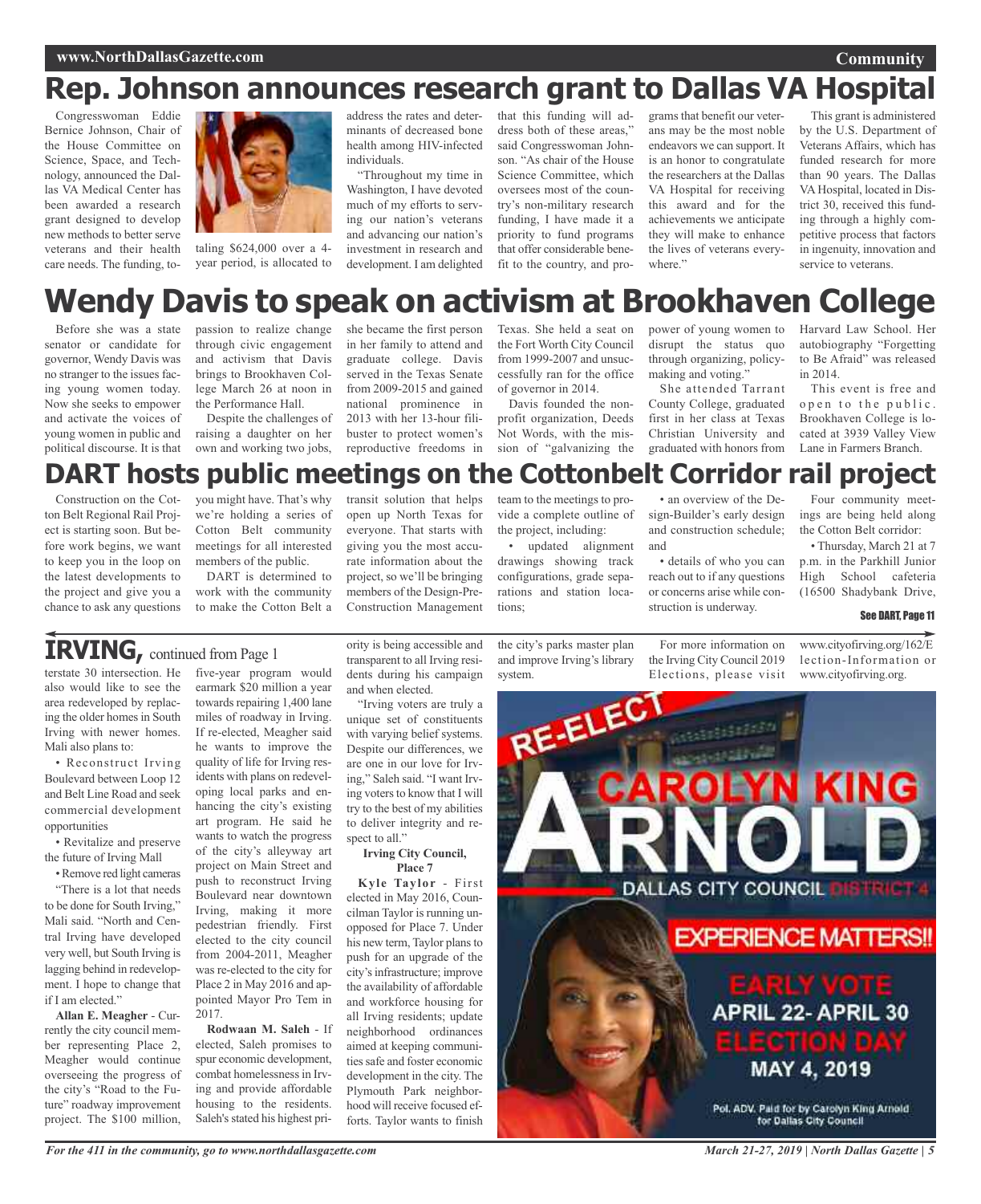# Rep. Johnson announces research grant to Dallas VA Hospital

Congresswoman Eddie Bernice Johnson, Chair of the House Committee on Science, Space, and Technology, announced the Dallas VA Medical Center has been awarded a research grant designed to develop new methods to better serve veterans and their health care needs. The funding, totaling $624,000 over a 4-year period, is allocated to address the rates and determinants of decreased bone health among HIV-infected individuals.

"Throughout my time in Washington, I have devoted much of my efforts to serving our nation's veterans and advancing our nation's investment in research and development. I am delighted that this funding will address both of these areas," said Congresswoman Johnson. "As chair of the House Science Committee, which oversees most of the country's non-military research funding, I have made it a priority to fund programs that offer considerable benefit to the country, and programs that benefit our veterans may be the most noble endeavors we can support. It is an honor to congratulate the researchers at the Dallas VA Hospital for receiving this award and for the achievements we anticipate they will make to enhance the lives of veterans everywhere."

This grant is administered by the U.S. Department of Veterans Affairs, which has funded research for more than 90 years. The Dallas VA Hospital, located in District 30, received this funding through a highly competitive process that factors in ingenuity, innovation and service to veterans.

# Wendy Davis to speak on activism at Brookhaven College

Before she was a state senator or candidate for governor, Wendy Davis was no stranger to the issues facing young women today. Now she seeks to empower and activate the voices of young women in public and political discourse. It is that passion to realize change through civic engagement and activism that Davis brings to Brookhaven College March 26 at noon in the Performance Hall.

Despite the challenges of raising a daughter on her own and working two jobs, she became the first person in her family to attend and graduate college. Davis served in the Texas Senate from 2009-2015 and gained national prominence in 2013 with her 13-hour filibuster to protect women's reproductive freedoms in Texas. She held a seat on the Fort Worth City Council from 1999-2007 and unsuccessfully ran for the office of governor in 2014.

Davis founded the nonprofit organization, Deeds Not Words, with the mission of "galvanizing the power of young women to disrupt the status quo through organizing, policy-making and voting."

She attended Tarrant County College, graduated first in her class at Texas Christian University and graduated with honors from Harvard Law School. Her autobiography "Forgetting to Be Afraid" was released in 2014.

This event is free and open to the public. Brookhaven College is located at 3939 Valley View Lane in Farmers Branch.

# DART hosts public meetings on the Cottonbelt Corridor rail project

Construction on the Cotton Belt Regional Rail Project is starting soon. But before work begins, we want to keep you in the loop on the latest developments to the project and give you a chance to ask any questions you might have. That's why we're holding a series of Cotton Belt community meetings for all interested members of the public.

DART is determined to work with the community to make the Cotton Belt a transit solution that helps open up North Texas for everyone. That starts with giving you the most accurate information about the project, so we'll be bringing members of the Design-Pre-Construction Management team to the meetings to provide a complete outline of the project, including:

- updated alignment drawings showing track configurations, grade separations and station locations;
- an overview of the Design-Builder's early design and construction schedule; and
- details of who you can reach out to if any questions or concerns arise while construction is underway.

Four community meetings are being held along the Cotton Belt corridor:

• Thursday, March 21 at 7 p.m. in the Parkhill Junior High School cafeteria (16500 Shadybank Drive,

**See DART, Page 11**

## IRVING, continued from Page 1

terstate 30 intersection. He also would like to see the area redeveloped by replacing the older homes in South Irving with newer homes. Mali also plans to:

• Reconstruct Irving Boulevard between Loop 12 and Belt Line Road and seek commercial development opportunities

• Revitalize and preserve the future of Irving Mall

• Remove red light cameras

"There is a lot that needs to be done for South Irving," Mali said. "North and Central Irving have developed very well, but South Irving is lagging behind in redevelopment. I hope to change that if I am elected."

**Allan E. Meagher** - Currently the city council member representing Place 2, Meagher would continue overseeing the progress of the city's "Road to the Future" roadway improvement project. The $100 million, five-year program would earmark $20 million a year towards repairing 1,400 lane miles of roadway in Irving. If re-elected, Meagher said he wants to improve the quality of life for Irving residents with plans on redeveloping local parks and enhancing the city's existing art program. He said he wants to watch the progress of the city's alleyway art project on Main Street and push to reconstruct Irving Boulevard near downtown Irving, making it more pedestrian friendly. First elected to the city council from 2004-2011, Meagher was re-elected to the city for Place 2 in May 2016 and appointed Mayor Pro Tem in 2017.

**Rodwaan M. Saleh** - If elected, Saleh promises to spur economic development, combat homelessness in Irving and provide affordable housing to the residents. Saleh's stated his highest priority is being accessible and transparent to all Irving residents during his campaign and when elected.

"Irving voters are truly a unique set of constituents with varying belief systems. Despite our differences, we are one in our love for Irving," Saleh said. "I want Irving voters to know that I will try to the best of my abilities to deliver integrity and respect to all."

**Irving City Council, Place 7**

**Kyle Taylor** - First elected in May 2016, Councilman Taylor is running unopposed for Place 7. Under his new term, Taylor plans to push for an upgrade of the city's infrastructure; improve the availability of affordable and workforce housing for all Irving residents; update neighborhood ordinances aimed at keeping communities safe and foster economic development in the city. The Plymouth Park neighborhood will receive focused efforts. Taylor wants to finish the city's parks master plan and improve Irving's library system.

For more information on the Irving City Council 2019 Elections, please visit www.cityofirving.org/162/Election-Information or www.cityofirving.org.

RE-ELECT CAROLYN KING ARNOLD

DALLAS CITY COUNCIL DISTRICT 4

EXPERIENCE MATTERS!!

EARLY VOTE APRIL 22- APRIL 30

ELECTION DAY MAY 4, 2019

Pol. ADV. Paid for by Carolyn King Arnold for Dallas City Council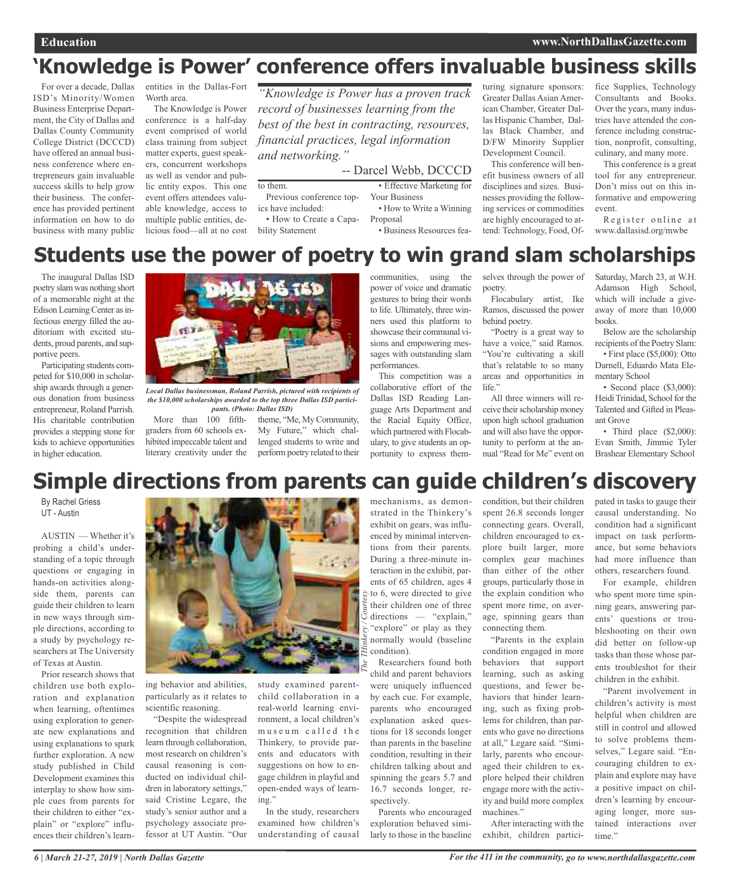# 'Knowledge is Power' conference offers invaluable business skills

For over a decade, Dallas ISD's Minority/Women Business Enterprise Department, the City of Dallas and Dallas County Community College District (DCCCD) have offered an annual business conference where entrepreneurs gain invaluable success skills to help grow their business. The conference has provided pertinent information on how to do business with many public entities in the Dallas-Fort Worth area.

The Knowledge is Power conference is a half-day event comprised of world class training from subject matter experts, guest speakers, concurrent workshops as well as vendor and public entity expos. This one event offers attendees valuable knowledge, access to multiple public entities, delicious food—all at no cost to them.

> *"Knowledge is Power has a proven track record of businesses learning from the best of the best in contracting, resources, financial practices, legal information and networking."*
>
> -- Darcel Webb, DCCCD

Previous conference topics have included:

- How to Create a Capability Statement
- Effective Marketing for Your Business
- How to Write a Winning Proposal
- Business Resources featuring signature sponsors: Greater Dallas Asian American Chamber, Greater Dallas Hispanic Chamber, Dallas Black Chamber, and D/FW Minority Supplier Development Council.

This conference will benefit business owners of all disciplines and sizes. Businesses providing the following services or commodities are highly encouraged to attend: Technology, Food, Office Supplies, Technology Consultants and Books. Over the years, many industries have attended the conference including construction, nonprofit, consulting, culinary, and many more.

This conference is a great tool for any entrepreneur. Don't miss out on this informative and empowering event.

Register online at www.dallasisd.org/mwbe

# Students use the power of poetry to win grand slam scholarships

The inaugural Dallas ISD poetry slam was nothing short of a memorable night at the Edison Learning Center as infectious energy filled the auditorium with excited students, proud parents, and supportive peers.

Participating students competed for $10,000 in scholarship awards through a generous donation from business entrepreneur, Roland Parrish. His charitable contribution provides a stepping stone for kids to achieve opportunities in higher education.

*Local Dallas businessman, Roland Parrish, pictured with recipients of the $10,000 scholarships awarded to the top three Dallas ISD participants. (Photo: Dallas ISD)*

More than 100 fifth-graders from 60 schools exhibited impeccable talent and literary creativity under the theme, "Me, My Community, My Future," which challenged students to write and perform poetry related to their communities, using the power of voice and dramatic gestures to bring their words to life. Ultimately, three winners used this platform to showcase their communal visions and empowering messages with outstanding slam performances.

This competition was a collaborative effort of the Dallas ISD Reading Language Arts Department and the Racial Equity Office, which partnered with Flocabulary, to give students an opportunity to express themselves through the power of poetry.

Flocabulary artist, Ike Ramos, discussed the power behind poetry.

"Poetry is a great way to have a voice," said Ramos. "You're cultivating a skill that's relatable to so many areas and opportunities in life."

All three winners will receive their scholarship money upon high school graduation and will also have the opportunity to perform at the annual "Read for Me" event on Saturday, March 23, at W.H. Adamson High School, which will include a giveaway of more than 10,000 books.

Below are the scholarship recipients of the Poetry Slam:

- First place ($5,000): Otto Darnell, Eduardo Mata Elementary School
- Second place ($3,000): Heidi Trinidad, School for the Talented and Gifted in Pleasant Grove
- Third place ($2,000): Evan Smith, Jimmie Tyler Brashear Elementary School

# Simple directions from parents can guide children's discovery

By Rachel Griess
UT - Austin

AUSTIN — Whether it's probing a child's understanding of a topic through questions or engaging in hands-on activities alongside them, parents can guide their children to learn in new ways through simple directions, according to a study by psychology researchers at The University of Texas at Austin.

Prior research shows that children use both exploration and explanation when learning, oftentimes using exploration to generate new explanations and using explanations to spark further exploration. A new study published in Child Development examines this interplay to show how simple cues from parents for their children to either "explain" or "explore" influences their children's learning behavior and abilities, particularly as it relates to scientific reasoning.

*The Thinkery / Courtesy*

"Despite the widespread recognition that children learn through collaboration, most research on children's causal reasoning is conducted on individual children in laboratory settings," said Cristine Legare, the study's senior author and a psychology associate professor at UT Austin. "Our study examined parent-child collaboration in a real-world learning environment, a local children's museum called the Thinkery, to provide parents and educators with suggestions on how to engage children in playful and open-ended ways of learning."

In the study, researchers examined how children's understanding of causal mechanisms, as demonstrated in the Thinkery's exhibit on gears, was influenced by minimal interventions from their parents. During a three-minute interaction in the exhibit, parents of 65 children, ages 4 to 6, were directed to give their children one of three directions — "explain," "explore" or play as they normally would (baseline condition).

Researchers found both child and parent behaviors were uniquely influenced by each cue. For example, parents who encouraged explanation asked questions for 18 seconds longer than parents in the baseline condition, resulting in their children talking about and spinning the gears 5.7 and 16.7 seconds longer, respectively.

Parents who encouraged exploration behaved similarly to those in the baseline condition, but their children spent 26.8 seconds longer connecting gears. Overall, children encouraged to explore built larger, more complex gear machines than either of the other groups, particularly those in the explain condition who spent more time, on average, spinning gears than connecting them.

"Parents in the explain condition engaged in more behaviors that support learning, such as asking questions, and fewer behaviors that hinder learning, such as fixing problems for children, than parents who gave no directions at all," Legare said. "Similarly, parents who encouraged their children to explore helped their children engage more with the activity and build more complex machines."

After interacting with the exhibit, children participated in tasks to gauge their causal understanding. No condition had a significant impact on task performance, but some behaviors had more influence than others, researchers found.

For example, children who spent more time spinning gears, answering parents' questions or troubleshooting on their own did better on follow-up tasks than those whose parents troubleshot for their children in the exhibit.

"Parent involvement in children's activity is most helpful when children are still in control and allowed to solve problems themselves," Legare said. "Encouraging children to explain and explore may have a positive impact on children's learning by encouraging longer, more sustained interactions over time."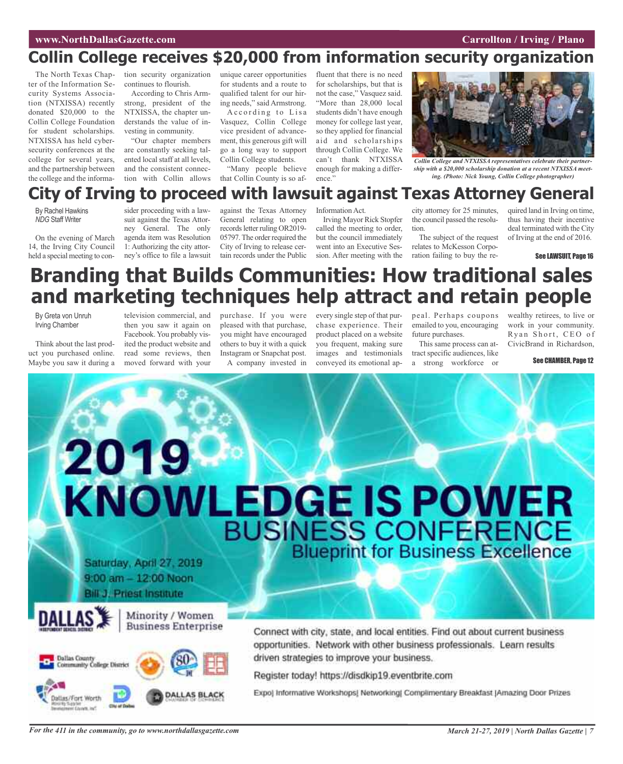# Collin College receives $20,000 from information security organization

The North Texas Chapter of the Information Security Systems Association (NTXISSA) recently donated $20,000 to the Collin College Foundation for student scholarships. NTXISSA has held cybersecurity conferences at the college for several years, and the partnership between the college and the information security organization continues to flourish.

According to Chris Armstrong, president of the NTXISSA, the chapter understands the value of investing in community.

"Our chapter members are constantly seeking talented local staff at all levels, and the consistent connection with Collin allows unique career opportunities for students and a route to qualified talent for our hiring needs," said Armstrong.

According to Lisa Vasquez, Collin College vice president of advancement, this generous gift will go a long way to support Collin College students.

"Many people believe that Collin County is so affluent that there is no need for scholarships, but that is not the case," Vasquez said. "More than 28,000 local students didn't have enough money for college last year, so they applied for financial aid and scholarships through Collin College. We can't thank NTXISSA enough for making a difference."

*Collin College and NTXISSA representatives celebrate their partnership with a $20,000 scholarship donation at a recent NTXISSA meeting. (Photo: Nick Young, Collin College photographer)*

# City of Irving to proceed with lawsuit against Texas Attorney General

By Rachel Hawkins
*NDG* Staff Writer

On the evening of March 14, the Irving City Council held a special meeting to consider proceeding with a lawsuit against the Texas Attorney General. The only agenda item was Resolution 1: Authorizing the city attorney's office to file a lawsuit against the Texas Attorney General relating to open records letter ruling OR2019-05797. The order required the City of Irving to release certain records under the Public Information Act.

Irving Mayor Rick Stopfer called the meeting to order, but the council immediately went into an Executive Session. After meeting with the city attorney for 25 minutes, the council passed the resolution.

The subject of the request relates to McKesson Corporation failing to buy the required land in Irving on time, thus having their incentive deal terminated with the City of Irving at the end of 2016.

See LAWSUIT, Page 16

# Branding that Builds Communities: How traditional sales and marketing techniques help attract and retain people

By Greta von Unruh
Irving Chamber

Think about the last product you purchased online. Maybe you saw it during a television commercial, and then you saw it again on Facebook. You probably visited the product website and read some reviews, then moved forward with your purchase. If you were pleased with that purchase, you might have encouraged others to buy it with a quick Instagram or Snapchat post.

A company invested in every single step of that purchase experience. Their product placed on a website you frequent, making sure images and testimonials conveyed its emotional appeal. Perhaps coupons emailed to you, encouraging future purchases.

This same process can attract specific audiences, like a strong workforce or wealthy retirees, to live or work in your community. Ryan Short, CEO of CivicBrand in Richardson,

See CHAMBER, Page 12

---

**2019 KNOWLEDGE IS POWER BUSINESS CONFERENCE**
**Blueprint for Business Excellence**

Saturday, April 27, 2019
9:00 am – 12:00 Noon
Bill J. Priest Institute

Dallas Independent School District | Minority / Women Business Enterprise

Connect with city, state, and local entities. Find out about current business opportunities. Network with other business professionals. Learn results driven strategies to improve your business.

Register today! https://disdkip19.eventbrite.com

Expo| Informative Workshops| Networking| Complimentary Breakfast |Amazing Door Prizes

Dallas County Community College District | Dallas/Fort Worth Minority Supplier Development Council, Inc. | City of Dallas | Dallas Black Chamber of Commerce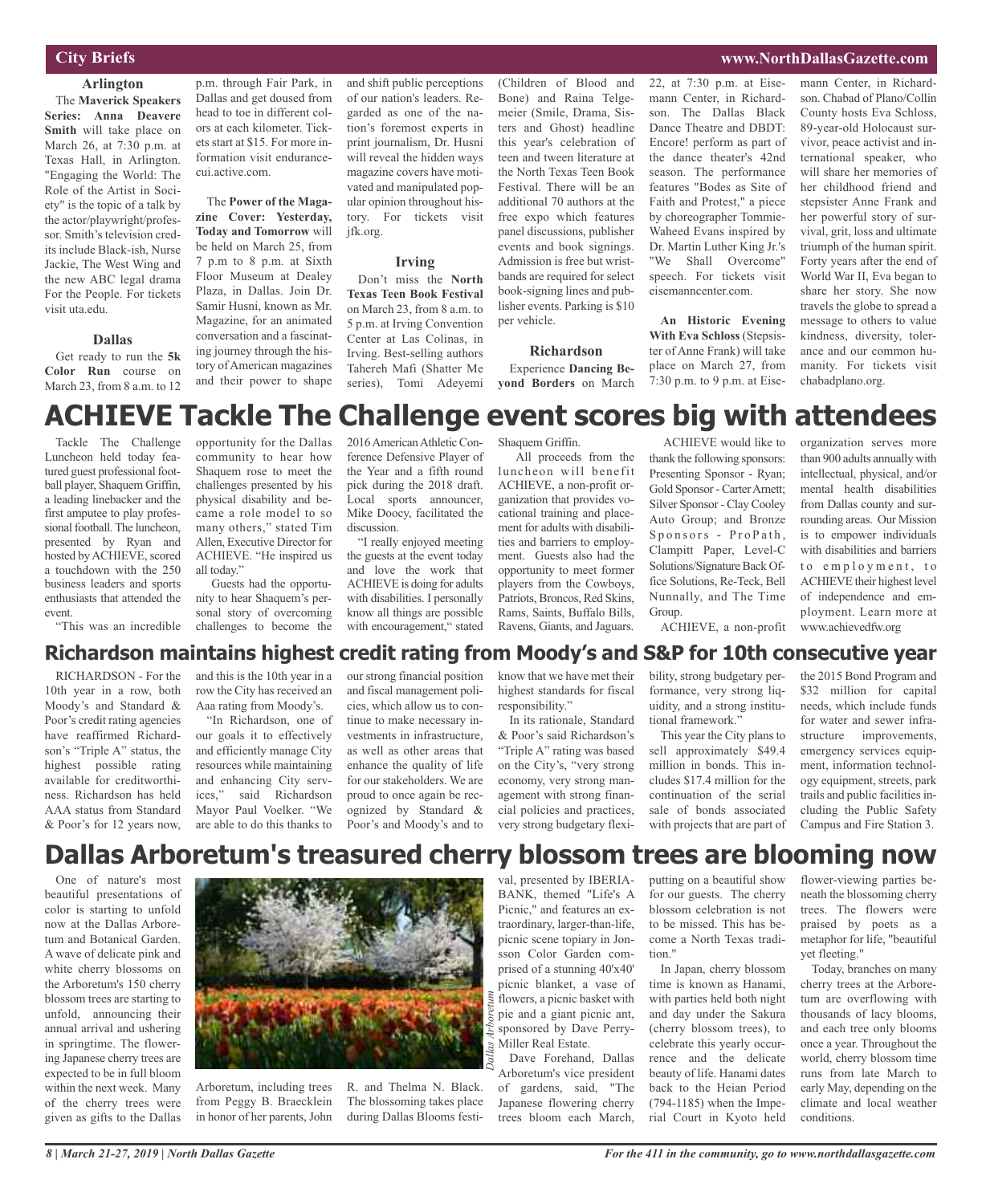## City Briefs

### Arlington

The **Maverick Speakers Series: Anna Deavere Smith** will take place on March 26, at 7:30 p.m. at Texas Hall, in Arlington. "Engaging the World: The Role of the Artist in Society" is the topic of a talk by the actor/playwright/professor. Smith's television credits include Black-ish, Nurse Jackie, The West Wing and the new ABC legal drama For the People. For tickets visit uta.edu.

### Dallas

Get ready to run the **5k Color Run** course on March 23, from 8 a.m. to 12 p.m. through Fair Park, in Dallas and get doused from head to toe in different colors at each kilometer. Tickets start at $15. For more information visit endurancecui.active.com.

The **Power of the Magazine Cover: Yesterday, Today and Tomorrow** will be held on March 25, from 7 p.m to 8 p.m. at Sixth Floor Museum at Dealey Plaza, in Dallas. Join Dr. Samir Husni, known as Mr. Magazine, for an animated conversation and a fascinating journey through the history of American magazines and their power to shape and shift public perceptions of our nation's leaders. Regarded as one of the nation's foremost experts in print journalism, Dr. Husni will reveal the hidden ways magazine covers have motivated and manipulated popular opinion throughout history. For tickets visit jfk.org.

### Irving

Don't miss the **North Texas Teen Book Festival** on March 23, from 8 a.m. to 5 p.m. at Irving Convention Center at Las Colinas, in Irving. Best-selling authors Tahereh Mafi (Shatter Me series), Tomi Adeyemi (Children of Blood and Bone) and Raina Telgemeier (Smile, Drama, Sisters and Ghost) headline this year's celebration of teen and tween literature at the North Texas Teen Book Festival. There will be an additional 70 authors at the free expo which features panel discussions, publisher events and book signings. Admission is free but wristbands are required for select book-signing lines and publisher events. Parking is $10 per vehicle.

### Richardson

Experience **Dancing Beyond Borders** on March 22, at 7:30 p.m. at Eisemann Center, in Richardson. The Dallas Black Dance Theatre and DBDT: Encore! perform as part of the dance theater's 42nd season. The performance features "Bodes as Site of Faith and Protest," a piece by choreographer Tommie-Waheed Evans inspired by Dr. Martin Luther King Jr.'s "We Shall Overcome" speech. For tickets visit eisemanncenter.com.

**An Historic Evening With Eva Schloss** (Stepsister of Anne Frank) will take place on March 27, from 7:30 p.m. to 9 p.m. at Eisemann Center, in Richardson. Chabad of Plano/Collin County hosts Eva Schloss, 89-year-old Holocaust survivor, peace activist and international speaker, who will share her memories of her childhood friend and stepsister Anne Frank and her powerful story of survival, grit, loss and ultimate triumph of the human spirit. Forty years after the end of World War II, Eva began to share her story. She now travels the globe to spread a message to others to value kindness, diversity, tolerance and our common humanity. For tickets visit chabadplano.org.

# ACHIEVE Tackle The Challenge event scores big with attendees

Tackle The Challenge Luncheon held today featured guest professional football player, Shaquem Griffin, a leading linebacker and the first amputee to play professional football. The luncheon, presented by Ryan and hosted by ACHIEVE, scored a touchdown with the 250 business leaders and sports enthusiasts that attended the event.

"This was an incredible opportunity for the Dallas community to hear how Shaquem rose to meet the challenges presented by his physical disability and became a role model to so many others," stated Tim Allen, Executive Director for ACHIEVE. "He inspired us all today."

Guests had the opportunity to hear Shaquem's personal story of overcoming challenges to become the 2016 American Athletic Conference Defensive Player of the Year and a fifth round pick during the 2018 draft. Local sports announcer, Mike Doocy, facilitated the discussion.

"I really enjoyed meeting the guests at the event today and love the work that ACHIEVE is doing for adults with disabilities. I personally know all things are possible with encouragement," stated Shaquem Griffin.

All proceeds from the luncheon will benefit ACHIEVE, a non-profit organization that provides vocational training and placement for adults with disabilities and barriers to employment. Guests also had the opportunity to meet former players from the Cowboys, Patriots, Broncos, Red Skins, Rams, Saints, Buffalo Bills, Ravens, Giants, and Jaguars.

ACHIEVE would like to thank the following sponsors: Presenting Sponsor - Ryan; Gold Sponsor - Carter Arnett; Silver Sponsor - Clay Cooley Auto Group; and Bronze Sponsors - ProPath, Clampitt Paper, Level-C Solutions/Signature Back Office Solutions, Re-Teck, Bell Nunnally, and The Time Group.

ACHIEVE, a non-profit organization serves more than 900 adults annually with intellectual, physical, and/or mental health disabilities from Dallas county and surrounding areas. Our Mission is to empower individuals with disabilities and barriers to employment, to ACHIEVE their highest level of independence and employment. Learn more at www.achievedfw.org

## Richardson maintains highest credit rating from Moody's and S&P for 10th consecutive year

RICHARDSON - For the 10th year in a row, both Moody's and Standard & Poor's credit rating agencies have reaffirmed Richardson's "Triple A" status, the highest possible rating available for creditworthiness. Richardson has held AAA status from Standard & Poor's for 12 years now, and this is the 10th year in a row the City has received an Aaa rating from Moody's.

"In Richardson, one of our goals it to effectively and efficiently manage City resources while maintaining and enhancing City services," said Richardson Mayor Paul Voelker. "We are able to do this thanks to our strong financial position and fiscal management policies, which allow us to continue to make necessary investments in infrastructure, as well as other areas that enhance the quality of life for our stakeholders. We are proud to once again be recognized by Standard & Poor's and Moody's and to know that we have met their highest standards for fiscal responsibility."

In its rationale, Standard & Poor's said Richardson's "Triple A" rating was based on the City's, "very strong economy, very strong management with strong financial policies and practices, very strong budgetary flexibility, strong budgetary performance, very strong liquidity, and a strong institutional framework."

This year the City plans to sell approximately $49.4 million in bonds. This includes $17.4 million for the continuation of the serial sale of bonds associated with projects that are part of the 2015 Bond Program and $32 million for capital needs, which include funds for water and sewer infrastructure improvements, emergency services equipment, information technology equipment, streets, park trails and public facilities including the Public Safety Campus and Fire Station 3.

# Dallas Arboretum's treasured cherry blossom trees are blooming now

One of nature's most beautiful presentations of color is starting to unfold now at the Dallas Arboretum and Botanical Garden. A wave of delicate pink and white cherry blossoms on the Arboretum's 150 cherry blossom trees are starting to unfold, announcing their annual arrival and ushering in springtime. The flowering Japanese cherry trees are expected to be in full bloom within the next week. Many of the cherry trees were given as gifts to the Dallas Arboretum, including trees from Peggy B. Braecklein in honor of her parents, John R. and Thelma N. Black. The blossoming takes place during Dallas Blooms festival, presented by IBERIABANK, themed "Life's A Picnic," and features an extraordinary, larger-than-life, picnic scene topiary in Jonsson Color Garden comprised of a stunning 40'x40' picnic blanket, a vase of flowers, a picnic basket with pie and a giant picnic ant, sponsored by Dave Perry-Miller Real Estate.

*Dallas Arboretum*

Dave Forehand, Dallas Arboretum's vice president of gardens, said, "The Japanese flowering cherry trees bloom each March, putting on a beautiful show for our guests. The cherry blossom celebration is not to be missed. This has become a North Texas tradition."

In Japan, cherry blossom time is known as Hanami, with parties held both night and day under the Sakura (cherry blossom trees), to celebrate this yearly occurrence and the delicate beauty of life. Hanami dates back to the Heian Period (794-1185) when the Imperial Court in Kyoto held flower-viewing parties beneath the blossoming cherry trees. The flowers were praised by poets as a metaphor for life, "beautiful yet fleeting."

Today, branches on many cherry trees at the Arboretum are overflowing with thousands of lacy blooms, and each tree only blooms once a year. Throughout the world, cherry blossom time runs from late March to early May, depending on the climate and local weather conditions.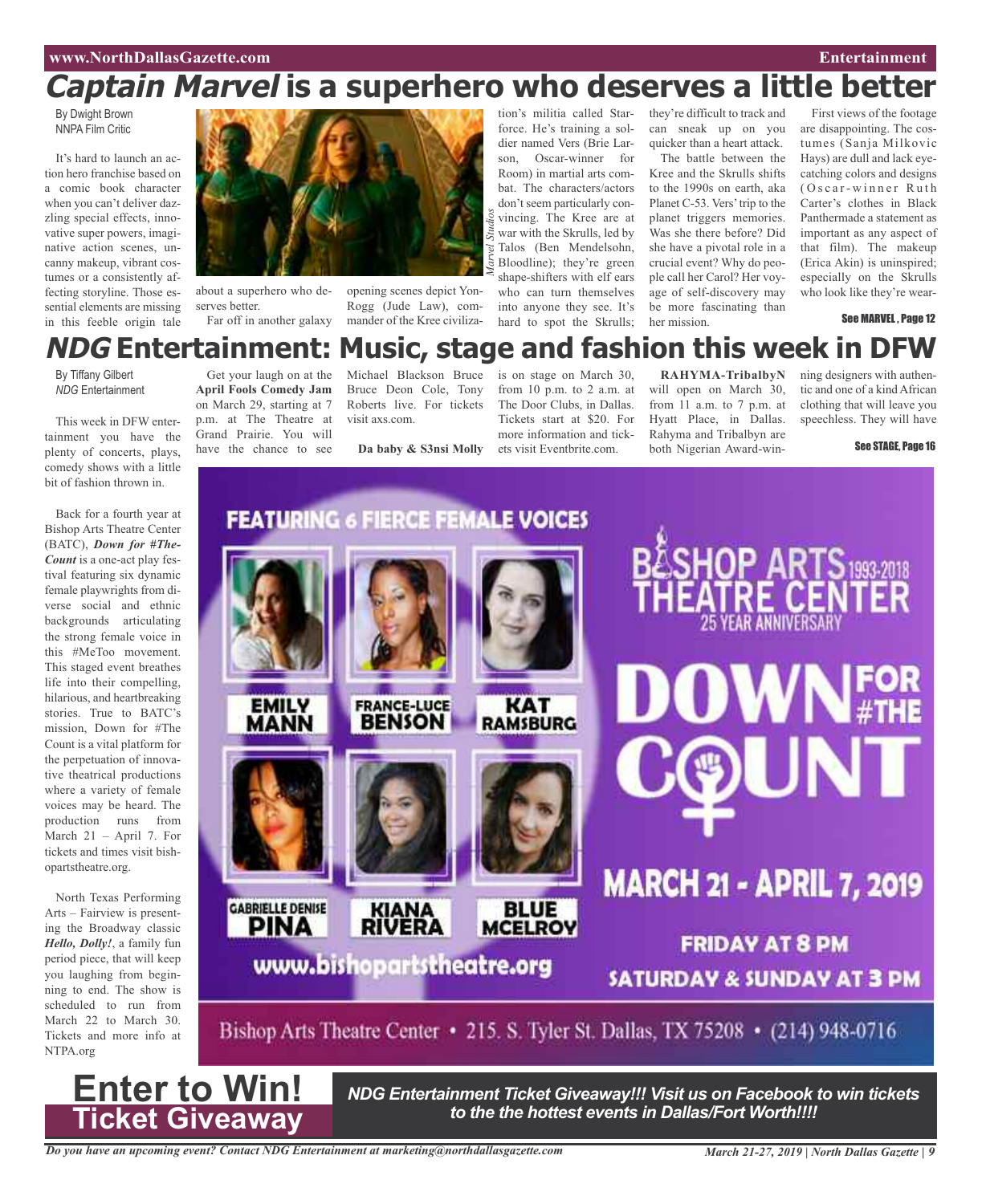# *Captain Marvel* is a superhero who deserves a little better

By Dwight Brown
NNPA Film Critic

It's hard to launch an action hero franchise based on a comic book character when you can't deliver dazzling special effects, innovative super powers, imaginative action scenes, uncanny makeup, vibrant costumes or a consistently affecting storyline. Those essential elements are missing in this feeble origin tale about a superhero who deserves better.

Far off in another galaxy opening scenes depict Yon-Rogg (Jude Law), commander of the Kree civilization's militia called Starforce. He's training a soldier named Vers (Brie Larson, Oscar-winner for Room) in martial arts combat. The characters/actors don't seem particularly convincing. The Kree are at war with the Skrulls, led by Talos (Ben Mendelsohn, Bloodline); they're green shape-shifters with elf ears who can turn themselves into anyone they see. It's hard to spot the Skrulls; they're difficult to track and can sneak up on you quicker than a heart attack.

The battle between the Kree and the Skrulls shifts to the 1990s on earth, aka Planet C-53. Vers' trip to the planet triggers memories. Was she there before? Did she have a pivotal role in a crucial event? Why do people call her Carol? Her voyage of self-discovery may be more fascinating than her mission.

First views of the footage are disappointing. The costumes (Sanja Milkovic Hays) are dull and lack eye-catching colors and designs (Oscar-winner Ruth Carter's clothes in Black Panthermade a statement as important as any aspect of that film). The makeup (Erica Akin) is uninspired; especially on the Skrulls who look like they're wear-

See MARVEL , Page 12

*Marvel Studios*

# *NDG* Entertainment: Music, stage and fashion this week in DFW

By Tiffany Gilbert
*NDG* Entertainment

This week in DFW entertainment you have the plenty of concerts, plays, comedy shows with a little bit of fashion thrown in.

Back for a fourth year at Bishop Arts Theatre Center (BATC), ***Down for #TheCount*** is a one-act play festival featuring six dynamic female playwrights from diverse social and ethnic backgrounds articulating the strong female voice in this #MeToo movement. This staged event breathes life into their compelling, hilarious, and heartbreaking stories. True to BATC's mission, Down for #The Count is a vital platform for the perpetuation of innovative theatrical productions where a variety of female voices may be heard. The production runs from March 21 – April 7. For tickets and times visit bishopartstheatre.org.

North Texas Performing Arts – Fairview is presenting the Broadway classic ***Hello, Dolly!***, a family fun period piece, that will keep you laughing from beginning to end. The show is scheduled to run from March 22 to March 30. Tickets and more info at NTPA.org

Get your laugh on at the **April Fools Comedy Jam** on March 29, starting at 7 p.m. at The Theatre at Grand Prairie. You will have the chance to see Michael Blackson Bruce Bruce Deon Cole, Tony Roberts live. For tickets visit axs.com.

**Da baby & S3nsi Molly** is on stage on March 30, from 10 p.m. to 2 a.m. at The Door Clubs, in Dallas. Tickets start at $20. For more information and tickets visit Eventbrite.com.

**RAHYMA-TribalbyN** will open on March 30, from 11 a.m. to 7 p.m. at Hyatt Place, in Dallas. Rahyma and Tribalbyn are both Nigerian Award-winning designers with authentic and one of a kind African clothing that will leave you speechless. They will have

See STAGE, Page 16

FEATURING 6 FIERCE FEMALE VOICES

EMILY MANN · FRANCE-LUCE BENSON · KAT RAMSBURG · GABRIELLE DENISE PINA · KIANA RIVERA · BLUE MCELROY

BISHOP ARTS THEATRE CENTER 1993-2018 — 25 YEAR ANNIVERSARY

DOWN FOR #THE COUNT

MARCH 21 - APRIL 7, 2019

FRIDAY AT 8 PM
SATURDAY & SUNDAY AT 3 PM

www.bishopartstheatre.org

Bishop Arts Theatre Center • 215. S. Tyler St. Dallas, TX 75208 • (214) 948-0716

## Enter to Win! Ticket Giveaway

***NDG Entertainment Ticket Giveaway!!! Visit us on Facebook to win tickets to the the hottest events in Dallas/Fort Worth!!!!***

***Do you have an upcoming event? Contact NDG Entertainment at marketing@northdallasgazette.com***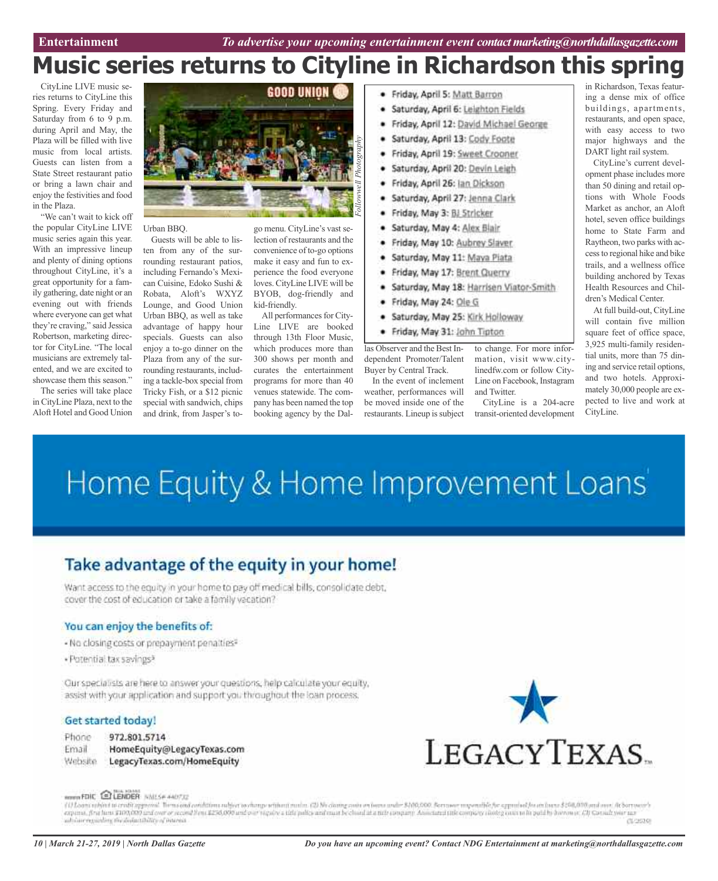# Music series returns to Cityline in Richardson this spring

CityLine LIVE music series returns to CityLine this Spring. Every Friday and Saturday from 6 to 9 p.m. during April and May, the Plaza will be filled with live music from local artists. Guests can listen from a State Street restaurant patio or bring a lawn chair and enjoy the festivities and food in the Plaza.

"We can't wait to kick off the popular CityLine LIVE music series again this year. With an impressive lineup and plenty of dining options throughout CityLine, it's a great opportunity for a family gathering, date night or an evening out with friends where everyone can get what they're craving," said Jessica Robertson, marketing director for CityLine. "The local musicians are extremely talented, and we are excited to showcase them this season."

The series will take place in CityLine Plaza, next to the Aloft Hotel and Good Union Urban BBQ.

*Followell Photography*

Guests will be able to listen from any of the surrounding restaurant patios, including Fernando's Mexican Cuisine, Edoko Sushi & Robata, Aloft's WXYZ Lounge, and Good Union Urban BBQ, as well as take advantage of happy hour specials. Guests can also enjoy a to-go dinner on the Plaza from any of the surrounding restaurants, including a tackle-box special from Tricky Fish, or a $12 picnic special with sandwich, chips and drink, from Jasper's to-go menu. CityLine's vast selection of restaurants and the convenience of to-go options make it easy and fun to experience the food everyone loves. CityLine LIVE will be BYOB, dog-friendly and kid-friendly.

All performances for CityLine LIVE are booked through 13th Floor Music, which produces more than 300 shows per month and curates the entertainment programs for more than 40 venues statewide. The company has been named the top booking agency by the Dallas Observer and the Best Independent Promoter/Talent Buyer by Central Track.

- Friday, April 5: Matt Barron
- Saturday, April 6: Leighton Fields
- Friday, April 12: David Michael George
- Saturday, April 13: Cody Foote
- Friday, April 19: Sweet Crooner
- Saturday, April 20: Devin Leigh
- Friday, April 26: Ian Dickson
- Saturday, April 27: Jenna Clark
- Friday, May 3: BJ Stricker
- Saturday, May 4: Alex Blair
- Friday, May 10: Aubrey Slaver
- Saturday, May 11: Maya Piata
- Friday, May 17: Brent Querry
- Saturday, May 18: Harrisen Viator-Smith
- Friday, May 24: Ole G
- Saturday, May 25: Kirk Holloway
- Friday, May 31: John Tipton

In the event of inclement weather, performances will be moved inside one of the restaurants. Lineup is subject to change. For more information, visit www.citylinedfw.com or follow CityLine on Facebook, Instagram and Twitter.

CityLine is a 204-acre transit-oriented development in Richardson, Texas featuring a dense mix of office buildings, apartments, restaurants, and open space, with easy access to two major highways and the DART light rail system.

CityLine's current development phase includes more than 50 dining and retail options with Whole Foods Market as anchor, an Aloft hotel, seven office buildings home to State Farm and Raytheon, two parks with access to regional hike and bike trails, and a wellness office building anchored by Texas Health Resources and Children's Medical Center.

At full build-out, CityLine will contain five million square feet of office space, 3,925 multi-family residential units, more than 75 dining and service retail options, and two hotels. Approximately 30,000 people are expected to live and work at CityLine.

---

# Home Equity & Home Improvement Loans[1]

## Take advantage of the equity in your home!

Want access to the equity in your home to pay off medical bills, consolidate debt, cover the cost of education or take a family vacation?

### You can enjoy the benefits of:

- No closing costs or prepayment penalties[2]
- Potential tax savings[3]

Our specialists are here to answer your questions, help calculate your equity, assist with your application and support you throughout the loan process.

### Get started today!

Phone 972.801.5714
Email HomeEquity@LegacyTexas.com
Website LegacyTexas.com/HomeEquity

LEGACYTEXAS™

Member FDIC | Equal Housing Lender | NMLS# 440732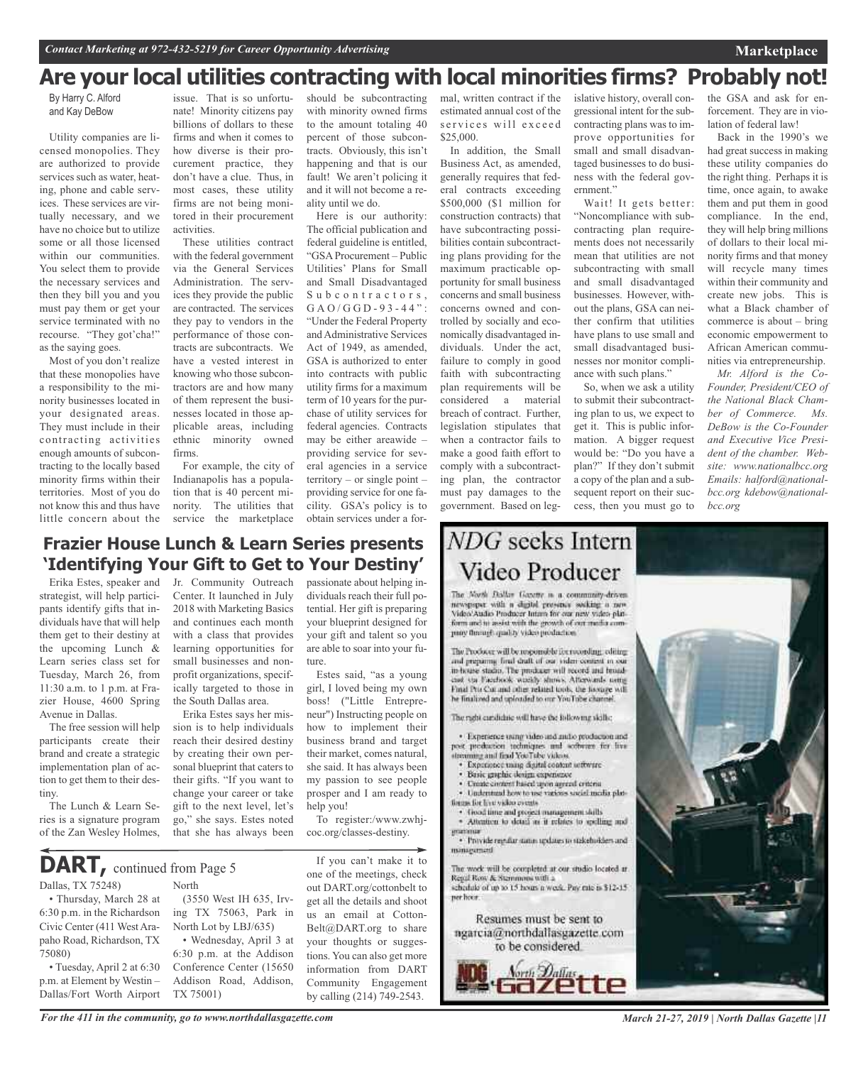# Are your local utilities contracting with local minorities firms? Probably not!

By Harry C. Alford and Kay DeBow

Utility companies are licensed monopolies. They are authorized to provide services such as water, heating, phone and cable services. These services are virtually necessary, and we have no choice but to utilize some or all those licensed within our communities. You select them to provide the necessary services and then they bill you and you must pay them or get your service terminated with no recourse. "They got'cha!" as the saying goes.

Most of you don't realize that these monopolies have a responsibility to the minority businesses located in your designated areas. They must include in their contracting activities enough amounts of subcontracting to the locally based minority firms within their territories. Most of you do not know this and thus have little concern about the issue. That is so unfortunate! Minority citizens pay billions of dollars to these firms and when it comes to how diverse is their procurement practice, they don't have a clue. Thus, in most cases, these utility firms are not being monitored in their procurement activities.

These utilities contract with the federal government via the General Services Administration. The services they provide the public are contracted. The services they pay to vendors in the performance of those contracts are subcontracts. We have a vested interest in knowing who those subcontractors are and how many of them represent the businesses located in those applicable areas, including ethnic minority owned firms.

For example, the city of Indianapolis has a population that is 40 percent minority. The utilities that service the marketplace should be subcontracting with minority owned firms to the amount totaling 40 percent of those subcontracts. Obviously, this isn't happening and that is our fault! We aren't policing it and it will not become a reality until we do.

Here is our authority: The official publication and federal guideline is entitled, "GSA Procurement – Public Utilities' Plans for Small and Small Disadvantaged Subcontractors, GAO/GGD-93-44": "Under the Federal Property and Administrative Services Act of 1949, as amended, GSA is authorized to enter into contracts with public utility firms for a maximum term of 10 years for the purchase of utility services for federal agencies. Contracts may be either areawide – providing service for several agencies in a service territory – or single point – providing service for one facility. GSA's policy is to obtain services under a formal, written contract if the estimated annual cost of the services will exceed $25,000.

In addition, the Small Business Act, as amended, generally requires that federal contracts exceeding $500,000 ($1 million for construction contracts) that have subcontracting possibilities contain subcontracting plans providing for the maximum practicable opportunity for small business concerns and small business concerns owned and controlled by socially and economically disadvantaged individuals. Under the act, failure to comply in good faith with subcontracting plan requirements will be considered a material breach of contract. Further, legislation stipulates that when a contractor fails to make a good faith effort to comply with a subcontracting plan, the contractor must pay damages to the government. Based on legislative history, overall congressional intent for the subcontracting plans was to improve opportunities for small and small disadvantaged businesses to do business with the federal government."

Wait! It gets better: "Noncompliance with subcontracting plan requirements does not necessarily mean that utilities are not subcontracting with small and small disadvantaged businesses. However, without the plans, GSA can neither confirm that utilities have plans to use small and small disadvantaged businesses nor monitor compliance with such plans."

So, when we ask a utility to submit their subcontracting plan to us, we expect to get it. This is public information. A bigger request would be: "Do you have a plan?" If they don't submit a copy of the plan and a subsequent report on their success, then you must go to the GSA and ask for enforcement. They are in violation of federal law!

Back in the 1990's we had great success in making these utility companies do the right thing. Perhaps it is time, once again, to awake them and put them in good compliance. In the end, they will help bring millions of dollars to their local minority firms and that money will recycle many times within their community and create new jobs. This is what a Black chamber of commerce is about – bring economic empowerment to African American communities via entrepreneurship.

*Mr. Alford is the Co-Founder, President/CEO of the National Black Chamber of Commerce. Ms. DeBow is the Co-Founder and Executive Vice President of the chamber. Website: www.nationalbcc.org Emails: halford@nationalbcc.org kdebow@nationalbcc.org*

## Frazier House Lunch & Learn Series presents 'Identifying Your Gift to Get to Your Destiny'

Erika Estes, speaker and strategist, will help participants identify gifts that individuals have that will help them get to their destiny at the upcoming Lunch & Learn series class set for Tuesday, March 26, from 11:30 a.m. to 1 p.m. at Frazier House, 4600 Spring Avenue in Dallas.

The free session will help participants create their brand and create a strategic implementation plan of action to get them to their destiny.

The Lunch & Learn Series is a signature program of the Zan Wesley Holmes, Jr. Community Outreach Center. It launched in July 2018 with Marketing Basics and continues each month with a class that provides learning opportunities for small businesses and nonprofit organizations, specifically targeted to those in the South Dallas area.

Erika Estes says her mission is to help individuals reach their desired destiny by creating their own personal blueprint that caters to their gifts. "If you want to change your career or take gift to the next level, let's go," she says. Estes noted that she has always been passionate about helping individuals reach their full potential. Her gift is preparing your blueprint designed for your gift and talent so you are able to soar into your future.

Estes said, "as a young girl, I loved being my own boss! ("Little Entrepreneur") Instructing people on how to implement their business brand and target their market, comes natural, she said. It has always been my passion to see people prosper and I am ready to help you!

To register:/www.zwhjcoc.org/classes-destiny.

## DART, continued from Page 5

Dallas, TX 75248)

• Thursday, March 28 at 6:30 p.m. in the Richardson Civic Center (411 West Arapaho Road, Richardson, TX 75080)

• Tuesday, April 2 at 6:30 p.m. at Element by Westin – Dallas/Fort Worth Airport North

(3550 West IH 635, Irving TX 75063, Park in North Lot by LBJ/635)

• Wednesday, April 3 at 6:30 p.m. at the Addison Conference Center (15650 Addison Road, Addison, TX 75001)

If you can't make it to one of the meetings, check out DART.org/cottonbelt to get all the details and shoot us an email at CottonBelt@DART.org to share your thoughts or suggestions. You can also get more information from DART Community Engagement by calling (214) 749-2543.

## *NDG* seeks Intern Video Producer

The North Dallas Gazette is a community-driven newspaper with a digital presence seeking a new Video/Audio Producer Intern for our new video platform and to assist with the growth of our media company through quality video production.

The Producer will be responsible for recording, editing and preparing final draft of our video content in our in-house studio. The producer will record and broadcast via Facebook weekly shows. Afterwards using Final Pro Cut and other related tools, the footage will be finalized and uploaded to our YouTube channel.

The right candidate will have the following skills:

- Experience using video and audio production and post production techniques and software for live streaming and feed YouTube videos.
- Experience using digital content software
- Basic graphic design experience
- Create content based upon agreed criteria
- Understand how to use various social media platforms for live video events
- Good time and project management skills
- Attention to detail as it relates to spelling and grammar
- Provide regular status updates to stakeholders and management

The work will be completed at our studio located at Regal Row & Stemmons with a schedule of up to 15 hours a week. Pay rate is $12-15 per hour.

Resumes must be sent to ngarcia@northdallasgazette.com to be considered.

North Dallas Gazette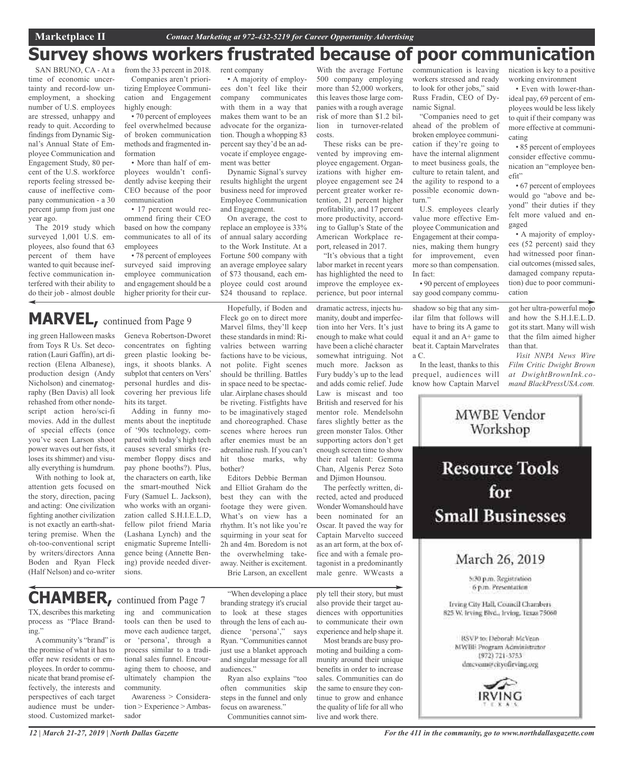Marketplace II — *Contact Marketing at 972-432-5219 for Career Opportunity Advertising*

# Survey shows workers frustrated because of poor communication

SAN BRUNO, CA - At a time of economic uncertainty and record-low unemployment, a shocking number of U.S. employees are stressed, unhappy and ready to quit. According to findings from Dynamic Signal's Annual State of Employee Communication and Engagement Study, 80 percent of the U.S. workforce reports feeling stressed because of ineffective company communication - a 30 percent jump from just one year ago.

The 2019 study which surveyed 1,001 U.S. employees, also found that 63 percent of them have wanted to quit because ineffective communication interfered with their ability to do their job - almost double from the 33 percent in 2018.

Companies aren't prioritizing Employee Communication and Engagement highly enough:

- 70 percent of employees feel overwhelmed because of broken communication methods and fragmented information
- More than half of employees wouldn't confidently advise keeping their CEO because of the poor communication
- 17 percent would recommend firing their CEO based on how the company communicates to all of its employees
- 78 percent of employees surveyed said improving employee communication and engagement should be a higher priority for their current company
- A majority of employees don't feel like their company communicates with them in a way that makes them want to be an advocate for the organization. Though a whopping 83 percent say they'd be an advocate if employee engagement was better

Dynamic Signal's survey results highlight the urgent business need for improved Employee Communication and Engagement.

On average, the cost to replace an employee is 33% of annual salary according to the Work Institute. At a Fortune 500 company with an average employee salary of $73 thousand, each employee could cost around $24 thousand to replace. With the average Fortune 500 company employing more than 52,000 workers, this leaves those large companies with a rough average risk of more than $1.2 billion in turnover-related costs.

These risks can be prevented by improving employee engagement. Organizations with higher employee engagement see 24 percent greater worker retention, 21 percent higher profitability, and 17 percent more productivity, according to Gallup's State of the American Workplace report, released in 2017.

"It's obvious that a tight labor market in recent years has highlighted the need to improve the employee experience, but poor internal communication is leaving workers stressed and ready to look for other jobs," said Russ Fradin, CEO of Dynamic Signal.

"Companies need to get ahead of the problem of broken employee communication if they're going to have the internal alignment to meet business goals, the culture to retain talent, and the agility to respond to a possible economic downturn."

U.S. employees clearly value more effective Employee Communication and Engagement at their companies, making them hungry for improvement, even more so than compensation. In fact:

- 90 percent of employees say good company communication is key to a positive working environment
- Even with lower-than-ideal pay, 69 percent of employees would be less likely to quit if their company was more effective at communicating
- 85 percent of employees consider effective communication an "employee benefit"
- 67 percent of employees would go "above and beyond" their duties if they felt more valued and engaged
- A majority of employees (52 percent) said they had witnessed poor financial outcomes (missed sales, damaged company reputation) due to poor communication

## MARVEL, continued from Page 9

ing green Halloween masks from Toys R Us. Set decoration (Lauri Gaffin), art direction (Elena Albanese), production design (Andy Nicholson) and cinematography (Ben Davis) all look rehashed from other nondescript action hero/sci-fi movies. Add in the dullest of special effects (once you've seen Larson shoot power waves out her fists, it loses its shimmer) and visually everything is humdrum.

With nothing to look at, attention gets focused on the story, direction, pacing and acting: One civilization fighting another civilization is not exactly an earth-shattering premise. When the oh-too-conventional script by writers/directors Anna Boden and Ryan Fleck (Half Nelson) and co-writer Geneva Robertson-Dworet concentrates on fighting green plastic looking beings, it shoots blanks. A subplot that centers on Vers' personal hurdles and discovering her previous life hits its target.

Adding in funny moments about the ineptitude of '90s technology, compared with today's high tech causes several smirks (remember floppy discs and pay phone booths?). Plus, the characters on earth, like the smart-mouthed Nick Fury (Samuel L. Jackson), who works with an organization called S.H.I.E.L.D, fellow pilot friend Maria (Lashana Lynch) and the enigmatic Supreme Intelligence being (Annette Bening) provide needed diversions.

Hopefully, if Boden and Fleck go on to direct more Marvel films, they'll keep these standards in mind: Rivalries between warring factions have to be vicious, not polite. Fight scenes should be thrilling. Battles in space need to be spectacular. Airplane chases should be riveting. Fistfights have to be imaginatively staged and choreographed. Chase scenes where heroes run after enemies must be an adrenaline rush. If you can't hit those marks, why bother?

Editors Debbie Berman and Elliot Graham do the best they can with the footage they were given. What's on view has a rhythm. It's not like you're squirming in your seat for 2h and 4m. Boredom is not the overwhelming takeaway. Neither is excitement.

Brie Larson, an excellent dramatic actress, injects humanity, doubt and imperfection into her Vers. It's just enough to make what could have been a cliché character somewhat intriguing. Not much more. Jackson as Fury buddy's up to the lead and adds comic relief. Jude Law is miscast and too British and reserved for his mentor role. Mendelsohn fares slightly better as the green monster Talos. Other supporting actors don't get enough screen time to show their real talent: Gemma Chan, Algenis Perez Soto and Djimon Hounsou.

The perfectly written, directed, acted and produced Wonder Womanshould have been nominated for an Oscar. It paved the way for Captain Marvelto succeed as an art form, at the box office and with a female protagonist in a predominantly male genre. WWcasts a shadow so big that any similar film that follows will have to bring its A game to equal it and an A+ game to beat it. Captain Marvelrates a C.

In the least, thanks to this prequel, audiences will know how Captain Marvel got her ultra-powerful mojo and how the S.H.I.E.L.D. got its start. Many will wish that the film aimed higher than that.

*Visit NNPA News Wire Film Critic Dwight Brown at DwightBrownInk.com and BlackPressUSA.com.*

## CHAMBER, continued from Page 7

TX, describes this marketing process as "Place Branding."

A community's "brand" is the promise of what it has to offer new residents or employees. In order to communicate that brand promise effectively, the interests and perspectives of each target audience must be understood. Customized marketing and communication tools can then be used to move each audience target, or 'persona', through a process similar to a traditional sales funnel. Encouraging them to choose, and ultimately champion the community.

Awareness > Consideration > Experience > Ambassador

"When developing a place branding strategy it's crucial to look at these stages through the lens of each audience 'persona'," says Ryan. "Communities cannot just use a blanket approach and singular message for all audiences."

Ryan also explains "too often communities skip steps in the funnel and only focus on awareness."

Communities cannot simply tell their story, but must also provide their target audiences with opportunities to communicate their own experience and help shape it.

Most brands are busy promoting and building a community around their unique benefits in order to increase sales. Communities can do the same to ensure they continue to grow and enhance the quality of life for all who live and work there.

MWBE Vendor Workshop

**Resource Tools for Small Businesses**

March 26, 2019

5:30 p.m. Registration
6 p.m. Presentation

Irving City Hall, Council Chambers
825 W. Irving Blvd., Irving, Texas 75060

RSVP to: Deborah McVean
MWBE Program Administrator
(972) 721-3753
dmcvean@cityofirving.org

IRVING TEXAS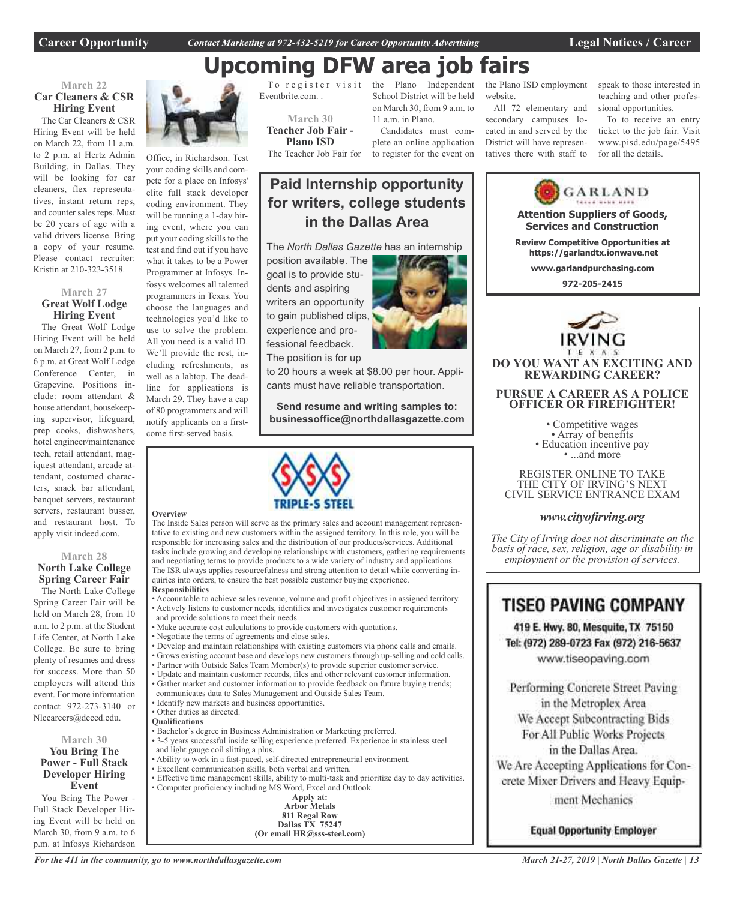# Upcoming DFW area job fairs

### March 22
**Car Cleaners & CSR Hiring Event**

The Car Cleaners & CSR Hiring Event will be held on March 22, from 11 a.m. to 2 p.m. at Hertz Admin Building, in Dallas. They will be looking for car cleaners, flex representatives, instant return reps, and counter sales reps. Must be 20 years of age with a valid drivers license. Bring a copy of your resume. Please contact recruiter: Kristin at 210-323-3518.

### March 27
**Great Wolf Lodge Hiring Event**

The Great Wolf Lodge Hiring Event will be held on March 27, from 2 p.m. to 6 p.m. at Great Wolf Lodge Conference Center, in Grapevine. Positions include: room attendant & house attendant, housekeeping supervisor, lifeguard, prep cooks, dishwashers, hotel engineer/maintenance tech, retail attendant, magiquest attendant, arcade attendant, costumed characters, snack bar attendant, banquet servers, restaurant servers, restaurant busser, and restaurant host. To apply visit indeed.com.

### March 28
**North Lake College Spring Career Fair**

The North Lake College Spring Career Fair will be held on March 28, from 10 a.m. to 2 p.m. at the Student Life Center, at North Lake College. Be sure to bring plenty of resumes and dress for success. More than 50 employers will attend this event. For more information contact 972-273-3140 or Nlccareers@dcccd.edu.

### March 30
**You Bring The Power - Full Stack Developer Hiring Event**

You Bring The Power - Full Stack Developer Hiring Event will be held on March 30, from 9 a.m. to 6 p.m. at Infosys Richardson Office, in Richardson. Test your coding skills and compete for a place on Infosys' elite full stack developer coding environment. They will be running a 1-day hiring event, where you can put your coding skills to the test and find out if you have what it takes to be a Power Programmer at Infosys. Infosys welcomes all talented programmers in Texas. You choose the languages and technologies you'd like to use to solve the problem. All you need is a valid ID. We'll provide the rest, including refreshments, as well as a labtop. The deadline for applications is March 29. They have a cap of 80 programmers and will notify applicants on a first-come first-served basis.

To register visit Eventbrite.com. .

### March 30
**Teacher Job Fair - Plano ISD**

The Teacher Job Fair for the Plano Independent School District will be held on March 30, from 9 a.m. to 11 a.m. in Plano.

Candidates must complete an online application to register for the event on the Plano ISD employment website.

All 72 elementary and secondary campuses located in and served by the District will have representatives there with staff to speak to those interested in teaching and other professional opportunities.

To to receive an entry ticket to the job fair. Visit www.pisd.edu/page/5495 for all the details.

---

## Paid Internship opportunity for writers, college students in the Dallas Area

The *North Dallas Gazette* has an internship position available. The goal is to provide students and aspiring writers an opportunity to gain published clips, experience and professional feedback. The position is for up to 20 hours a week at $8.00 per hour. Applicants must have reliable transportation.

**Send resume and writing samples to: businessoffice@northdallasgazette.com**

---

**GARLAND**

**Attention Suppliers of Goods, Services and Construction**

**Review Competitive Opportunities at https://garlandtx.ionwave.net**

**www.garlandpurchasing.com**

**972-205-2415**

---

**TRIPLE-S STEEL**

**Overview**

The Inside Sales person will serve as the primary sales and account management representative to existing and new customers within the assigned territory. In this role, you will be responsible for increasing sales and the distribution of our products/services. Additional tasks include growing and developing relationships with customers, gathering requirements and negotiating terms to provide products to a wide variety of industry and applications. The ISR always applies resourcefulness and strong attention to detail while converting inquiries into orders, to ensure the best possible customer buying experience.

**Responsibilities**

- Accountable to achieve sales revenue, volume and profit objectives in assigned territory.
- Actively listens to customer needs, identifies and investigates customer requirements and provide solutions to meet their needs.
- Make accurate cost calculations to provide customers with quotations.
- Negotiate the terms of agreements and close sales.
- Develop and maintain relationships with existing customers via phone calls and emails.
- Grows existing account base and develops new customers through up-selling and cold calls.
- Partner with Outside Sales Team Member(s) to provide superior customer service.
- Update and maintain customer records, files and other relevant customer information.
- Gather market and customer information to provide feedback on future buying trends; communicates data to Sales Management and Outside Sales Team.
- Identify new markets and business opportunities.
- Other duties as directed.

**Qualifications**

- Bachelor's degree in Business Administration or Marketing preferred.
- 3-5 years successful inside selling experience preferred. Experience in stainless steel and light gauge coil slitting a plus.
- Ability to work in a fast-paced, self-directed entrepreneurial environment.
- Excellent communication skills, both verbal and written.
- Effective time management skills, ability to multi-task and prioritize day to day activities.
- Computer proficiency including MS Word, Excel and Outlook.

**Apply at:**
**Arbor Metals**
**811 Regal Row**
**Dallas TX 75247**
**(Or email HR@sss-steel.com)**

---

**IRVING**
TEXAS

**DO YOU WANT AN EXCITING AND REWARDING CAREER?**

**PURSUE A CAREER AS A POLICE OFFICER OR FIREFIGHTER!**

- Competitive wages
- Array of benefits
- Education incentive pay
- ...and more

REGISTER ONLINE TO TAKE THE CITY OF IRVING'S NEXT CIVIL SERVICE ENTRANCE EXAM

***www.cityofirving.org***

*The City of Irving does not discriminate on the basis of race, sex, religion, age or disability in employment or the provision of services.*

---

## TISEO PAVING COMPANY

**419 E. Hwy. 80, Mesquite, TX 75150**
**Tel: (972) 289-0723 Fax (972) 216-5637**
www.tiseopaving.com

Performing Concrete Street Paving in the Metroplex Area
We Accept Subcontracting Bids For All Public Works Projects in the Dallas Area.
We Are Accepting Applications for Concrete Mixer Drivers and Heavy Equipment Mechanics

**Equal Opportunity Employer**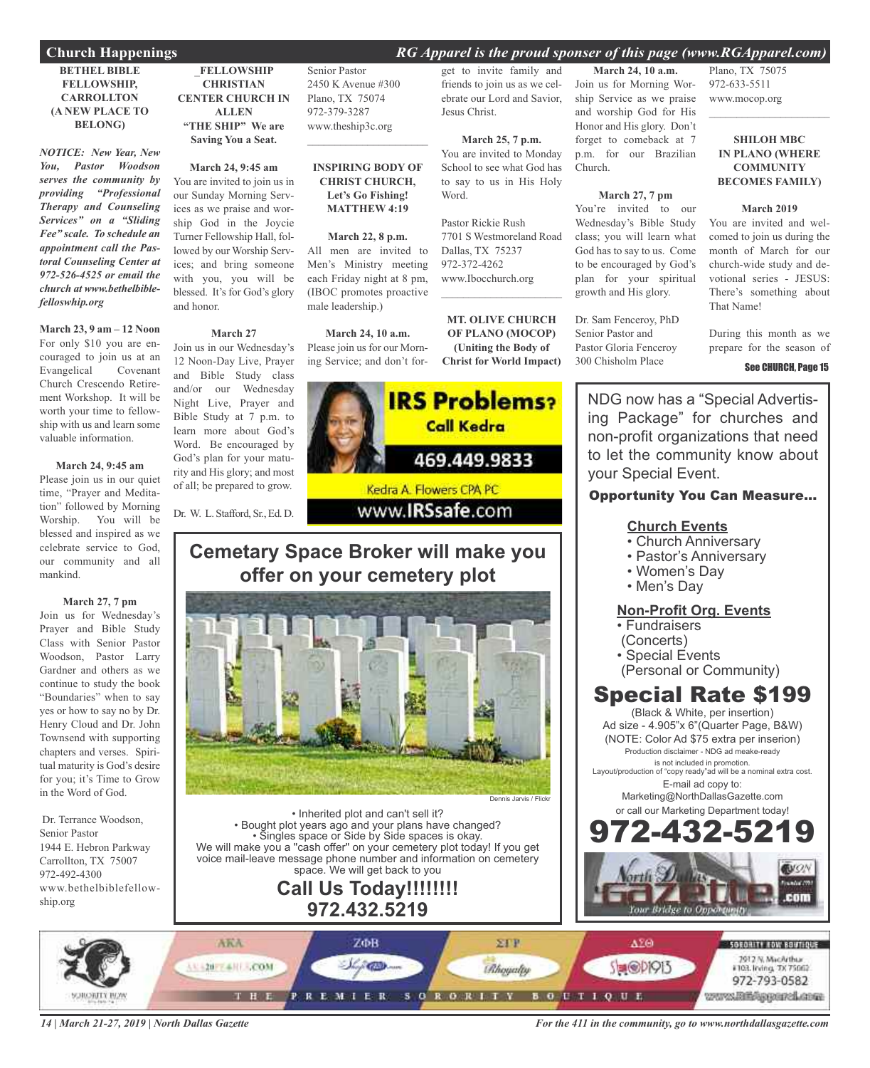## Church Happenings

*RG Apparel is the proud sponser of this page (www.RGApparel.com)*

**BETHEL BIBLE FELLOWSHIP, CARROLLTON (A NEW PLACE TO BELONG)**

***NOTICE: New Year, New You, Pastor Woodson serves the community by providing "Professional Therapy and Counseling Services" on a "Sliding Fee" scale. To schedule an appointment call the Pastoral Counseling Center at 972-526-4525 or email the church at www.bethelbiblefelloswhip.org***

**March 23, 9 am – 12 Noon**
For only $10 you are encouraged to join us at an Evangelical Covenant Church Crescendo Retirement Workshop. It will be worth your time to fellowship with us and learn some valuable information.

**March 24, 9:45 am**
Please join us in our quiet time, "Prayer and Meditation" followed by Morning Worship. You will be blessed and inspired as we celebrate service to God, our community and all mankind.

**March 27, 7 pm**
Join us for Wednesday's Prayer and Bible Study Class with Senior Pastor Woodson, Pastor Larry Gardner and others as we continue to study the book "Boundaries" when to say yes or how to say no by Dr. Henry Cloud and Dr. John Townsend with supporting chapters and verses. Spiritual maturity is God's desire for you; it's Time to Grow in the Word of God.

Dr. Terrance Woodson,
Senior Pastor
1944 E. Hebron Parkway
Carrollton, TX 75007
972-492-4300
www.bethelbiblefellowship.org

**_FELLOWSHIP CHRISTIAN CENTER CHURCH IN ALLEN "THE SHIP" We are Saving You a Seat.**

**March 24, 9:45 am**
You are invited to join us in our Sunday Morning Services as we praise and worship God in the Joycie Turner Fellowship Hall, followed by our Worship Services; and bring someone with you, you will be blessed. It's for God's glory and honor.

**March 27**
Join us in our Wednesday's 12 Noon-Day Live, Prayer and Bible Study class and/or our Wednesday Night Live, Prayer and Bible Study at 7 p.m. to learn more about God's Word. Be encouraged by God's plan for your maturity and His glory; and most of all; be prepared to grow.

Dr. W. L. Stafford, Sr., Ed. D.
Senior Pastor
2450 K Avenue #300
Plano, TX 75074
972-379-3287
www.theship3c.org

---

**INSPIRING BODY OF CHRIST CHURCH, Let's Go Fishing! MATTHEW 4:19**

**March 22, 8 p.m.**
All men are invited to Men's Ministry meeting each Friday night at 8 pm, (IBOC promotes proactive male leadership.)

**March 24, 10 a.m.**
Please join us for our Morning Service; and don't forget to invite family and friends to join us as we celebrate our Lord and Savior, Jesus Christ.

**March 25, 7 p.m.**
You are invited to Monday School to see what God has to say to us in His Holy Word.

Pastor Rickie Rush
7701 S Westmoreland Road
Dallas, TX 75237
972-372-4262
www.Ibocchurch.org

---

**MT. OLIVE CHURCH OF PLANO (MOCOP) (Uniting the Body of Christ for World Impact)**

**March 24, 10 a.m.**
Join us for Morning Worship Service as we praise and worship God for His Honor and His glory. Don't forget to comeback at 7 p.m. for our Brazilian Church.

**March 27, 7 pm**
You're invited to our Wednesday's Bible Study class; you will learn what God has to say to us. Come to be encouraged by God's plan for your spiritual growth and His glory.

Dr. Sam Fenceroy, PhD
Senior Pastor and
Pastor Gloria Fenceroy
300 Chisholm Place
Plano, TX 75075
972-633-5511
www.mocop.org

---

**SHILOH MBC IN PLANO (WHERE COMMUNITY BECOMES FAMILY)**

**March 2019**
You are invited and welcomed to join us during the month of March for our church-wide study and devotional series - JESUS: There's something about That Name!

During this month as we prepare for the season of

See CHURCH, Page 15

---

**IRS Problems? Call Kedra**
**469.449.9833**
Kedra A. Flowers CPA PC
www.IRSsafe.com

---

## Cemetary Space Broker will make you offer on your cemetery plot

Dennis Jarvis / Flickr

• Inherited plot and can't sell it?
• Bought plot years ago and your plans have changed?
• Singles space or Side by Side spaces is okay.
We will make you a "cash offer" on your cemetery plot today! If you get voice mail-leave message phone number and information on cemetery space. We will get back to you

**Call Us Today!!!!!!!!**
**972.432.5219**

---

NDG now has a "Special Advertising Package" for churches and non-profit organizations that need to let the community know about your Special Event.

**Opportunity You Can Measure...**

**Church Events**
- Church Anniversary
- Pastor's Anniversary
- Women's Day
- Men's Day

**Non-Profit Org. Events**
- Fundraisers (Concerts)
- Special Events (Personal or Community)

## Special Rate $199

(Black & White, per insertion)
Ad size - 4.905"x 6"(Quarter Page, B&W)
(NOTE: Color Ad $75 extra per inserion)
Production disclaimer - NDG ad meake-ready is not included in promotion.
Layout/production of "copy ready"ad will be a nominal extra cost.
E-mail ad copy to:
Marketing@NorthDallasGazette.com
or call our Marketing Department today!

**972-432-5219**

North Dallas Gazette .com — Your Bridge to Opportunity

---

AKA ZΦB ΣΓΡ ΔΣΘ — THE PREMIER SORORITY BOUTIQUE
SORORITY ROW BOUTIQUE
2912 N. MacArthur #103, Irving, TX 75062
972-793-0582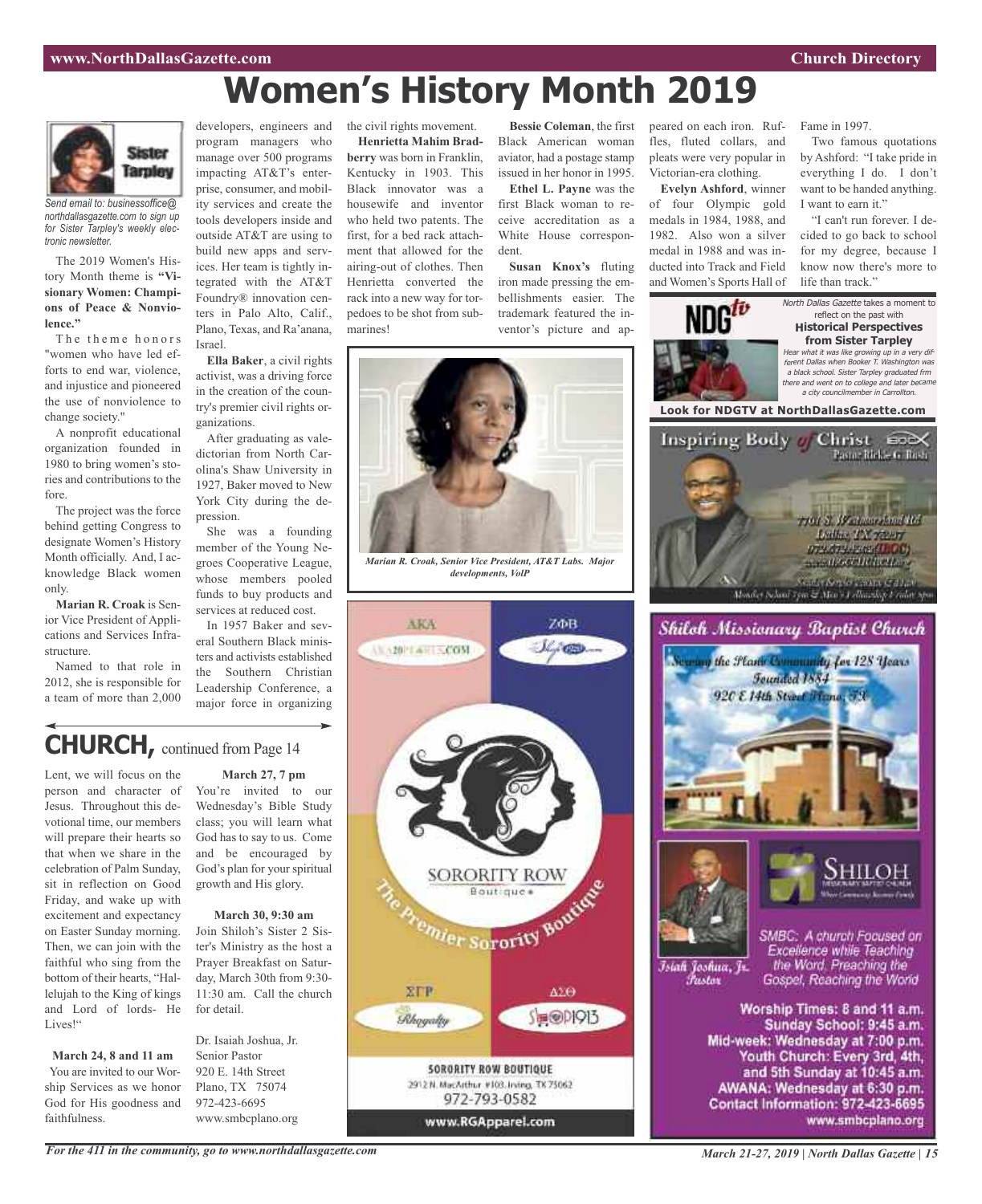# Women's History Month 2019

*Send email to: businessoffice@northdallasgazette.com to sign up for Sister Tarpley's weekly electronic newsletter.*

The 2019 Women's History Month theme is **"Visionary Women: Champions of Peace & Nonviolence."**

The theme honors "women who have led efforts to end war, violence, and injustice and pioneered the use of nonviolence to change society."

A nonprofit educational organization founded in 1980 to bring women's stories and contributions to the fore.

The project was the force behind getting Congress to designate Women's History Month officially. And, I acknowledge Black women only.

**Marian R. Croak** is Senior Vice President of Applications and Services Infrastructure.

Named to that role in 2012, she is responsible for a team of more than 2,000 developers, engineers and program managers who manage over 500 programs impacting AT&T's enterprise, consumer, and mobility services and create the tools developers inside and outside AT&T are using to build new apps and services. Her team is tightly integrated with the AT&T Foundry® innovation centers in Palo Alto, Calif., Plano, Texas, and Ra'anana, Israel.

**Ella Baker**, a civil rights activist, was a driving force in the creation of the country's premier civil rights organizations.

After graduating as valedictorian from North Carolina's Shaw University in 1927, Baker moved to New York City during the depression.

She was a founding member of the Young Negroes Cooperative League, whose members pooled funds to buy products and services at reduced cost.

In 1957 Baker and several Southern Black ministers and activists established the Southern Christian Leadership Conference, a major force in organizing the civil rights movement.

**Henrietta Mahim Bradberry** was born in Franklin, Kentucky in 1903. This Black innovator was a housewife and inventor who held two patents. The first, for a bed rack attachment that allowed for the airing-out of clothes. Then Henrietta converted the rack into a new way for torpedoes to be shot from submarines!

**Bessie Coleman**, the first Black American woman aviator, had a postage stamp issued in her honor in 1995.

**Ethel L. Payne** was the first Black woman to receive accreditation as a White House correspondent.

**Susan Knox's** fluting iron made pressing the embellishments easier. The trademark featured the inventor's picture and appeared on each iron. Ruffles, fluted collars, and pleats were very popular in Victorian-era clothing.

**Evelyn Ashford**, winner of four Olympic gold medals in 1984, 1988, and 1982. Also won a silver medal in 1988 and was inducted into Track and Field and Women's Sports Hall of Fame in 1997.

Two famous quotations by Ashford: "I take pride in everything I do. I don't want to be handed anything. I want to earn it."

"I can't run forever. I decided to go back to school for my degree, because I know now there's more to life than track."

*Marian R. Croak, Senior Vice President, AT&T Labs. Major developments, VoIP*

*North Dallas Gazette* takes a moment to reflect on the past with

**Historical Perspectives from Sister Tarpley**

*Hear what it was like growing up in a very different Dallas when Booker T. Washington was a black school. Sister Tarpley graduated frm there and went on to college and later became a city councilmember in Carrollton.*

**Look for NDGTV at NorthDallasGazette.com**

## CHURCH, continued from Page 14

Lent, we will focus on the person and character of Jesus. Throughout this devotional time, our members will prepare their hearts so that when we share in the celebration of Palm Sunday, sit in reflection on Good Friday, and wake up with excitement and expectancy on Easter Sunday morning. Then, we can join with the faithful who sing from the bottom of their hearts, "Hallelujah to the King of kings and Lord of lords- He Lives!"

**March 24, 8 and 11 am**
You are invited to our Worship Services as we honor God for His goodness and faithfulness.

**March 27, 7 pm**
You're invited to our Wednesday's Bible Study class; you will learn what God has to say to us. Come and be encouraged by God's plan for your spiritual growth and His glory.

**March 30, 9:30 am**
Join Shiloh's Sister 2 Sister's Ministry as the host a Prayer Breakfast on Saturday, March 30th from 9:30-11:30 am. Call the church for detail.

Dr. Isaiah Joshua, Jr.
Senior Pastor
920 E. 14th Street
Plano, TX 75074
972-423-6695
www.smbcplano.org

**SORORITY ROW Boutique** — The Premier Sorority Boutique

SORORITY ROW BOUTIQUE
2912 N. MacArthur #103, Irving, TX 75062
972-793-0582
www.RGApparel.com

**Inspiring Body of Christ** — Pastor Rickie G. Rush

**Shiloh Missionary Baptist Church**

Serving the Plano Community for 128 Years
Founded 1884
920 E 14th Street Plano, TX

Isiah Joshua, Jr. Pastor

SMBC: A church Focused on Excellence while Teaching the Word, Preaching the Gospel, Reaching the World

Worship Times: 8 and 11 a.m.
Sunday School: 9:45 a.m.
Mid-week: Wednesday at 7:00 p.m.
Youth Church: Every 3rd, 4th, and 5th Sunday at 10:45 a.m.
AWANA: Wednesday at 6:30 p.m.
Contact Information: 972-423-6695
www.smbcplano.org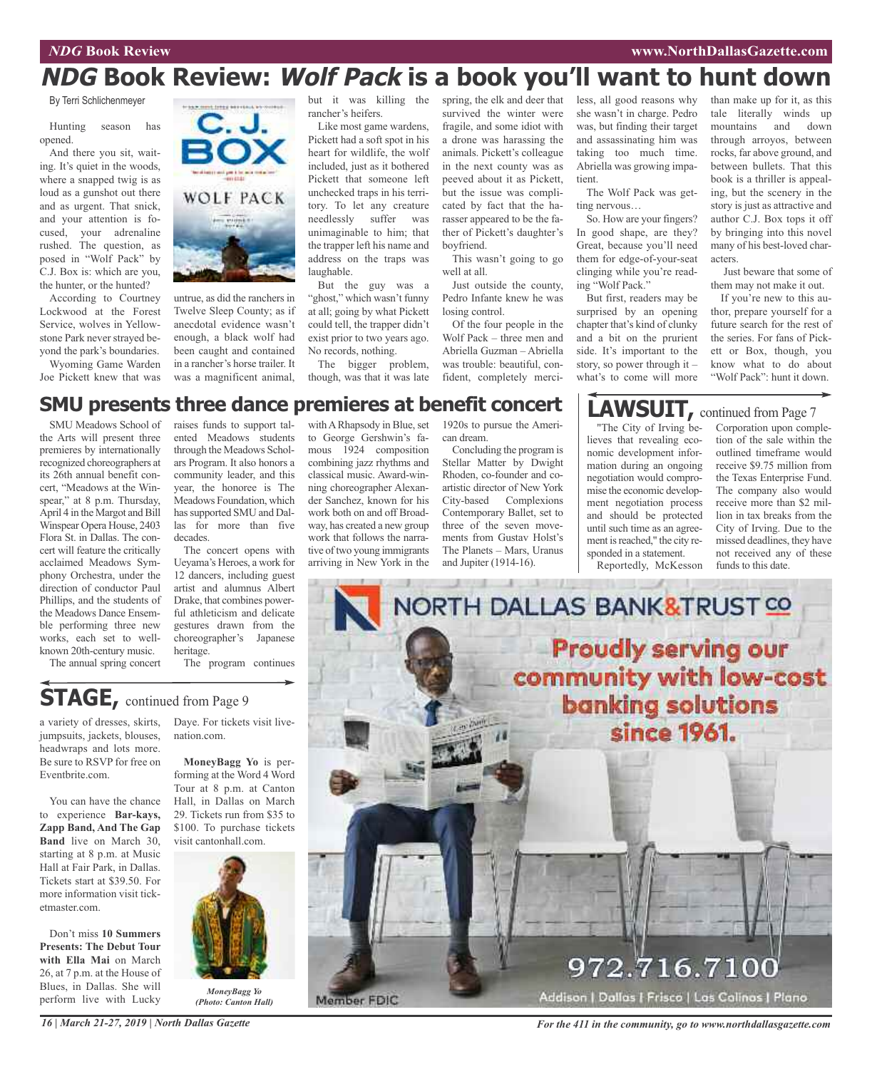# NDG Book Review: *Wolf Pack* is a book you'll want to hunt down

By Terri Schlichenmeyer

Hunting season has opened.

And there you sit, waiting. It's quiet in the woods, where a snapped twig is as loud as a gunshot out there and as urgent. That snick, and your attention is focused, your adrenaline rushed. The question, as posed in "Wolf Pack" by C.J. Box is: which are you, the hunter, or the hunted?

According to Courtney Lockwood at the Forest Service, wolves in Yellowstone Park never strayed beyond the park's boundaries.

Wyoming Game Warden Joe Pickett knew that was untrue, as did the ranchers in Twelve Sleep County; as if anecdotal evidence wasn't enough, a black wolf had been caught and contained in a rancher's horse trailer. It was a magnificent animal, but it was killing the rancher's heifers.

Like most game wardens, Pickett had a soft spot in his heart for wildlife, the wolf included, just as it bothered Pickett that someone left unchecked traps in his territory. To let any creature needlessly suffer was unimaginable to him; that the trapper left his name and address on the traps was laughable.

But the guy was a "ghost," which wasn't funny at all; going by what Pickett could tell, the trapper didn't exist prior to two years ago. No records, nothing.

The bigger problem, though, was that it was late spring, the elk and deer that survived the winter were fragile, and some idiot with a drone was harassing the animals. Pickett's colleague in the next county was as peeved about it as Pickett, but the issue was complicated by fact that the harasser appeared to be the father of Pickett's daughter's boyfriend.

This wasn't going to go well at all.

Just outside the county, Pedro Infante knew he was losing control.

Of the four people in the Wolf Pack – three men and Abriella Guzman – Abriella was trouble: beautiful, confident, completely merciless, all good reasons why she wasn't in charge. Pedro was, but finding their target and assassinating him was taking too much time. Abriella was growing impatient.

The Wolf Pack was getting nervous…

So. How are your fingers? In good shape, are they? Great, because you'll need them for edge-of-your-seat clinging while you're reading "Wolf Pack."

But first, readers may be surprised by an opening chapter that's kind of clunky and a bit on the prurient side. It's important to the story, so power through it – what's to come will more than make up for it, as this tale literally winds up mountains and down through arroyos, between rocks, far above ground, and between bullets. That this book is a thriller is appealing, but the scenery in the story is just as attractive and author C.J. Box tops it off by bringing into this novel many of his best-loved characters.

Just beware that some of them may not make it out.

If you're new to this author, prepare yourself for a future search for the rest of the series. For fans of Pickett or Box, though, you know what to do about "Wolf Pack": hunt it down.

## SMU presents three dance premieres at benefit concert

SMU Meadows School of the Arts will present three premieres by internationally recognized choreographers at its 26th annual benefit concert, "Meadows at the Winspear," at 8 p.m. Thursday, April 4 in the Margot and Bill Winspear Opera House, 2403 Flora St. in Dallas. The concert will feature the critically acclaimed Meadows Symphony Orchestra, under the direction of conductor Paul Phillips, and the students of the Meadows Dance Ensemble performing three new works, each set to well-known 20th-century music.

The annual spring concert raises funds to support talented Meadows students through the Meadows Scholars Program. It also honors a community leader, and this year, the honoree is The Meadows Foundation, which has supported SMU and Dallas for more than five decades.

The concert opens with Ueyama's Heroes, a work for 12 dancers, including guest artist and alumnus Albert Drake, that combines powerful athleticism and delicate gestures drawn from the choreographer's Japanese heritage.

The program continues with A Rhapsody in Blue, set to George Gershwin's famous 1924 composition combining jazz rhythms and classical music. Award-winning choreographer Alexander Sanchez, known for his work both on and off Broadway, has created a new group work that follows the narrative of two young immigrants arriving in New York in the 1920s to pursue the American dream.

Concluding the program is Stellar Matter by Dwight Rhoden, co-founder and co-artistic director of New York City-based Complexions Contemporary Ballet, set to three of the seven movements from Gustav Holst's The Planets – Mars, Uranus and Jupiter (1914-16).

## LAWSUIT, continued from Page 7

"The City of Irving believes that revealing economic development information during an ongoing negotiation would compromise the economic development negotiation process and should be protected until such time as an agreement is reached," the city responded in a statement.

Reportedly, McKesson Corporation upon completion of the sale within the outlined timeframe would receive $9.75 million from the Texas Enterprise Fund. The company also would receive more than $2 million in tax breaks from the City of Irving. Due to the missed deadlines, they have not received any of these funds to this date.

## STAGE, continued from Page 9

a variety of dresses, skirts, jumpsuits, jackets, blouses, headwraps and lots more. Be sure to RSVP for free on Eventbrite.com.

You can have the chance to experience **Bar-kays, Zapp Band, And The Gap Band** live on March 30, starting at 8 p.m. at Music Hall at Fair Park, in Dallas. Tickets start at $39.50. For more information visit ticketmaster.com.

Don't miss **10 Summers Presents: The Debut Tour with Ella Mai** on March 26, at 7 p.m. at the House of Blues, in Dallas. She will perform live with Lucky Daye. For tickets visit livenation.com.

**MoneyBagg Yo** is performing at the Word 4 Word Tour at 8 p.m. at Canton Hall, in Dallas on March 29. Tickets run from $35 to $100. To purchase tickets visit cantonhall.com.

*MoneyBagg Yo (Photo: Canton Hall)*

NORTH DALLAS BANK&TRUST CO

Proudly serving our community with low-cost banking solutions since 1961.

972.716.7100

Addison | Dallas | Frisco | Las Colinas | Plano

Member FDIC